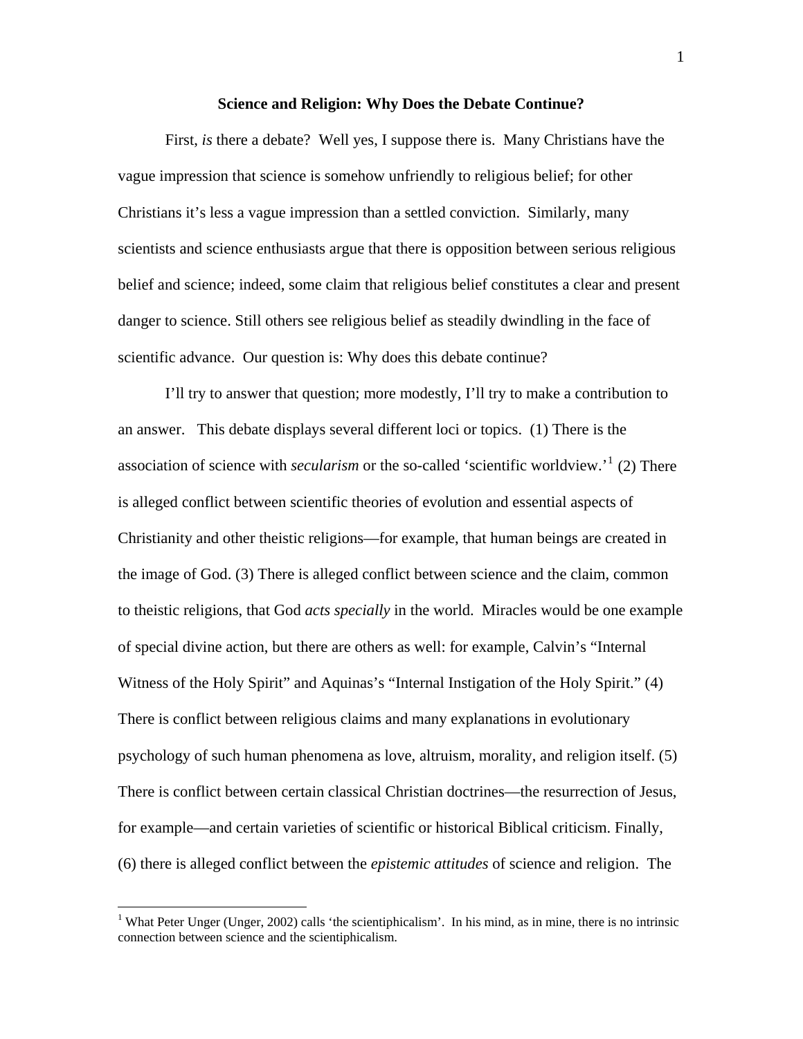# Science and Religion: Why Does the Debate Continue?

First, *is* there a debate? Well yes, I suppose there is. Many Christians have the vague impression that science is somehow unfriendly to religious belief; for other Christians it's less a vague impression than a settled conviction. Similarly, many scientists and science enthusiasts argue that there is opposition between serious religious belief and science; indeed, some claim that religious belief constitutes a clear and present danger to science. Still others see religious belief as steadily dwindling in the face of scientific advance. Our question is: Why does this debate continue?

I'll try to answer that question; more modestly, I'll try to make a contribution to an answer. This debate displays several different loci or topics. (1) There is the association of science with *secularism* or the so-called 'scientific worldview.'[1] (2) There is alleged conflict between scientific theories of evolution and essential aspects of Christianity and other theistic religions—for example, that human beings are created in the image of God. (3) There is alleged conflict between science and the claim, common to theistic religions, that God *acts specially* in the world. Miracles would be one example of special divine action, but there are others as well: for example, Calvin's "Internal Witness of the Holy Spirit" and Aquinas's "Internal Instigation of the Holy Spirit." (4) There is conflict between religious claims and many explanations in evolutionary psychology of such human phenomena as love, altruism, morality, and religion itself. (5) There is conflict between certain classical Christian doctrines—the resurrection of Jesus, for example—and certain varieties of scientific or historical Biblical criticism. Finally, (6) there is alleged conflict between the *epistemic attitudes* of science and religion. The

[1] What Peter Unger (Unger, 2002) calls 'the scientiphicalism'. In his mind, as in mine, there is no intrinsic connection between science and the scientiphicalism.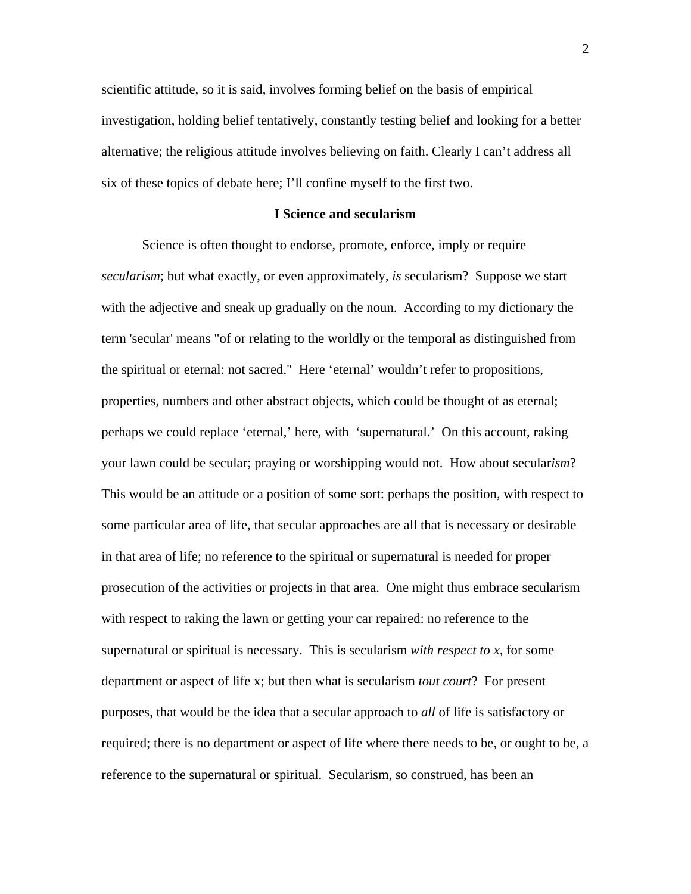scientific attitude, so it is said, involves forming belief on the basis of empirical investigation, holding belief tentatively, constantly testing belief and looking for a better alternative; the religious attitude involves believing on faith. Clearly I can't address all six of these topics of debate here; I'll confine myself to the first two.

## I Science and secularism

Science is often thought to endorse, promote, enforce, imply or require *secularism*; but what exactly, or even approximately, *is* secularism? Suppose we start with the adjective and sneak up gradually on the noun. According to my dictionary the term 'secular' means "of or relating to the worldly or the temporal as distinguished from the spiritual or eternal: not sacred." Here 'eternal' wouldn't refer to propositions, properties, numbers and other abstract objects, which could be thought of as eternal; perhaps we could replace 'eternal,' here, with 'supernatural.' On this account, raking your lawn could be secular; praying or worshipping would not. How about secular*ism*? This would be an attitude or a position of some sort: perhaps the position, with respect to some particular area of life, that secular approaches are all that is necessary or desirable in that area of life; no reference to the spiritual or supernatural is needed for proper prosecution of the activities or projects in that area. One might thus embrace secularism with respect to raking the lawn or getting your car repaired: no reference to the supernatural or spiritual is necessary. This is secularism *with respect to x*, for some department or aspect of life x; but then what is secularism *tout court*? For present purposes, that would be the idea that a secular approach to *all* of life is satisfactory or required; there is no department or aspect of life where there needs to be, or ought to be, a reference to the supernatural or spiritual. Secularism, so construed, has been an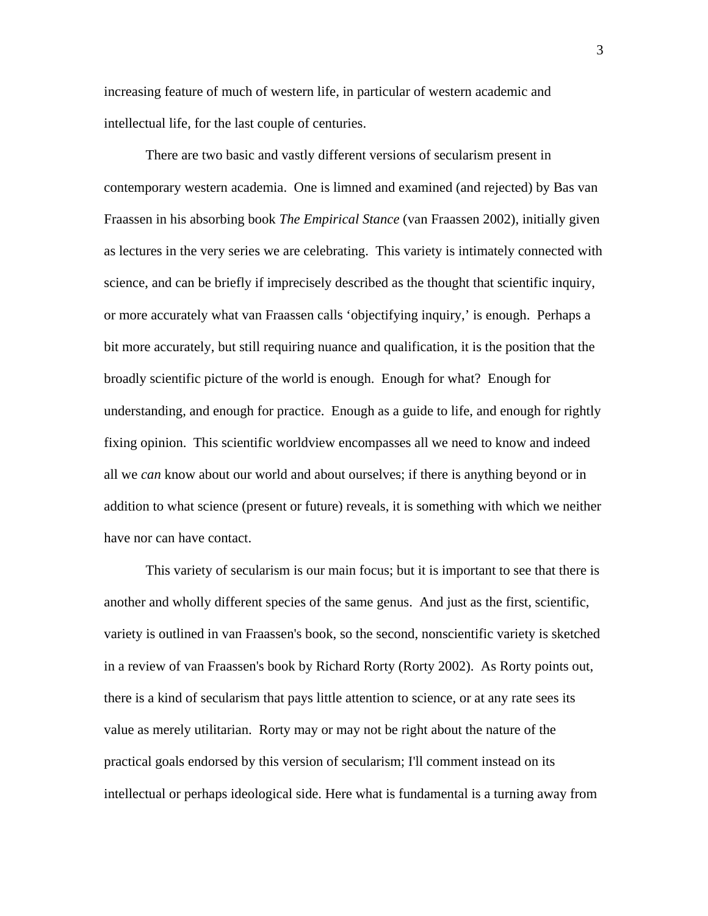increasing feature of much of western life, in particular of western academic and intellectual life, for the last couple of centuries.

There are two basic and vastly different versions of secularism present in contemporary western academia. One is limned and examined (and rejected) by Bas van Fraassen in his absorbing book *The Empirical Stance* (van Fraassen 2002), initially given as lectures in the very series we are celebrating. This variety is intimately connected with science, and can be briefly if imprecisely described as the thought that scientific inquiry, or more accurately what van Fraassen calls 'objectifying inquiry,' is enough. Perhaps a bit more accurately, but still requiring nuance and qualification, it is the position that the broadly scientific picture of the world is enough. Enough for what? Enough for understanding, and enough for practice. Enough as a guide to life, and enough for rightly fixing opinion. This scientific worldview encompasses all we need to know and indeed all we *can* know about our world and about ourselves; if there is anything beyond or in addition to what science (present or future) reveals, it is something with which we neither have nor can have contact.

This variety of secularism is our main focus; but it is important to see that there is another and wholly different species of the same genus. And just as the first, scientific, variety is outlined in van Fraassen's book, so the second, nonscientific variety is sketched in a review of van Fraassen's book by Richard Rorty (Rorty 2002). As Rorty points out, there is a kind of secularism that pays little attention to science, or at any rate sees its value as merely utilitarian. Rorty may or may not be right about the nature of the practical goals endorsed by this version of secularism; I'll comment instead on its intellectual or perhaps ideological side. Here what is fundamental is a turning away from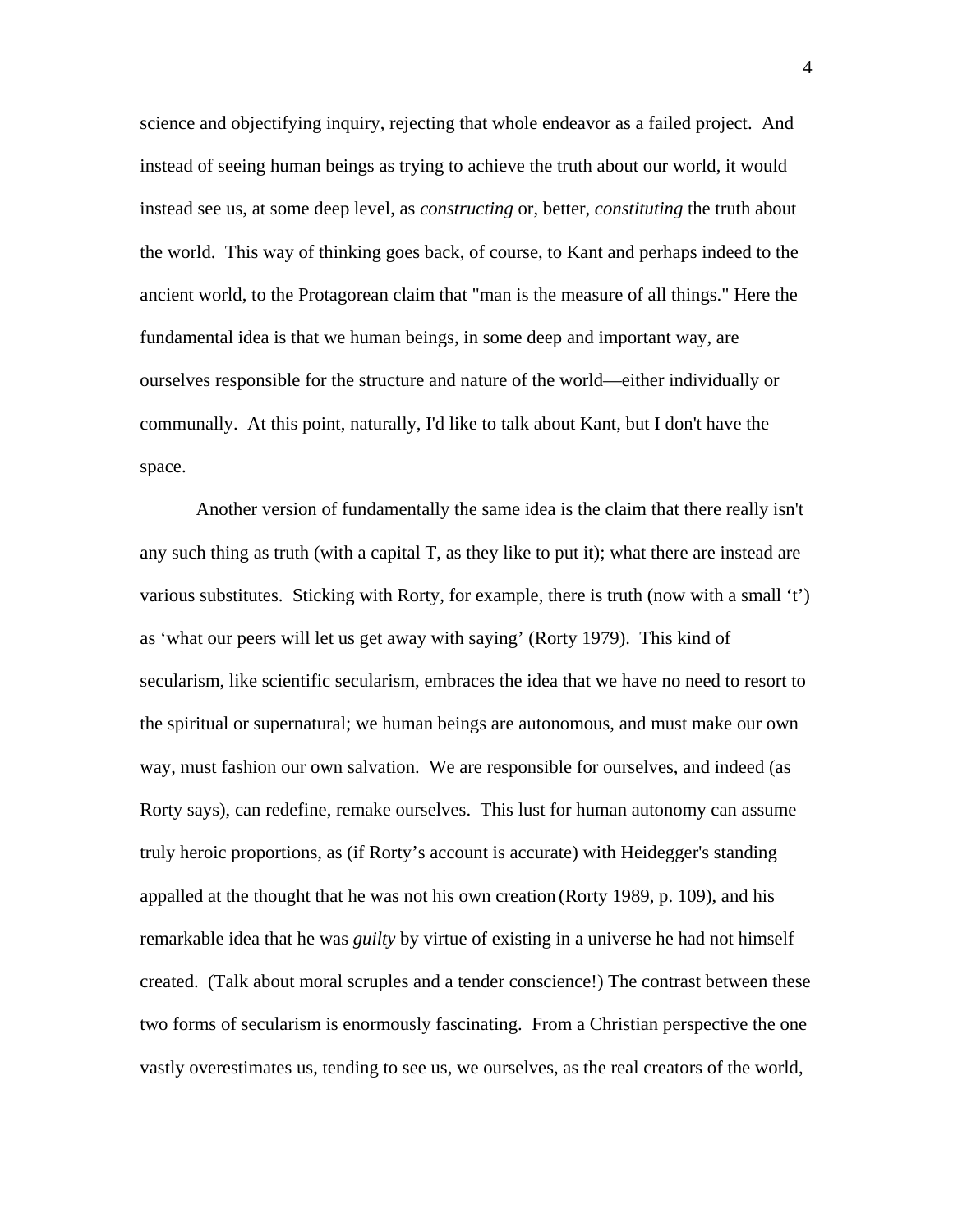science and objectifying inquiry, rejecting that whole endeavor as a failed project. And instead of seeing human beings as trying to achieve the truth about our world, it would instead see us, at some deep level, as *constructing* or, better, *constituting* the truth about the world. This way of thinking goes back, of course, to Kant and perhaps indeed to the ancient world, to the Protagorean claim that "man is the measure of all things." Here the fundamental idea is that we human beings, in some deep and important way, are ourselves responsible for the structure and nature of the world—either individually or communally. At this point, naturally, I'd like to talk about Kant, but I don't have the space.

Another version of fundamentally the same idea is the claim that there really isn't any such thing as truth (with a capital T, as they like to put it); what there are instead are various substitutes. Sticking with Rorty, for example, there is truth (now with a small 't') as 'what our peers will let us get away with saying' (Rorty 1979). This kind of secularism, like scientific secularism, embraces the idea that we have no need to resort to the spiritual or supernatural; we human beings are autonomous, and must make our own way, must fashion our own salvation. We are responsible for ourselves, and indeed (as Rorty says), can redefine, remake ourselves. This lust for human autonomy can assume truly heroic proportions, as (if Rorty's account is accurate) with Heidegger's standing appalled at the thought that he was not his own creation (Rorty 1989, p. 109), and his remarkable idea that he was *guilty* by virtue of existing in a universe he had not himself created. (Talk about moral scruples and a tender conscience!) The contrast between these two forms of secularism is enormously fascinating. From a Christian perspective the one vastly overestimates us, tending to see us, we ourselves, as the real creators of the world,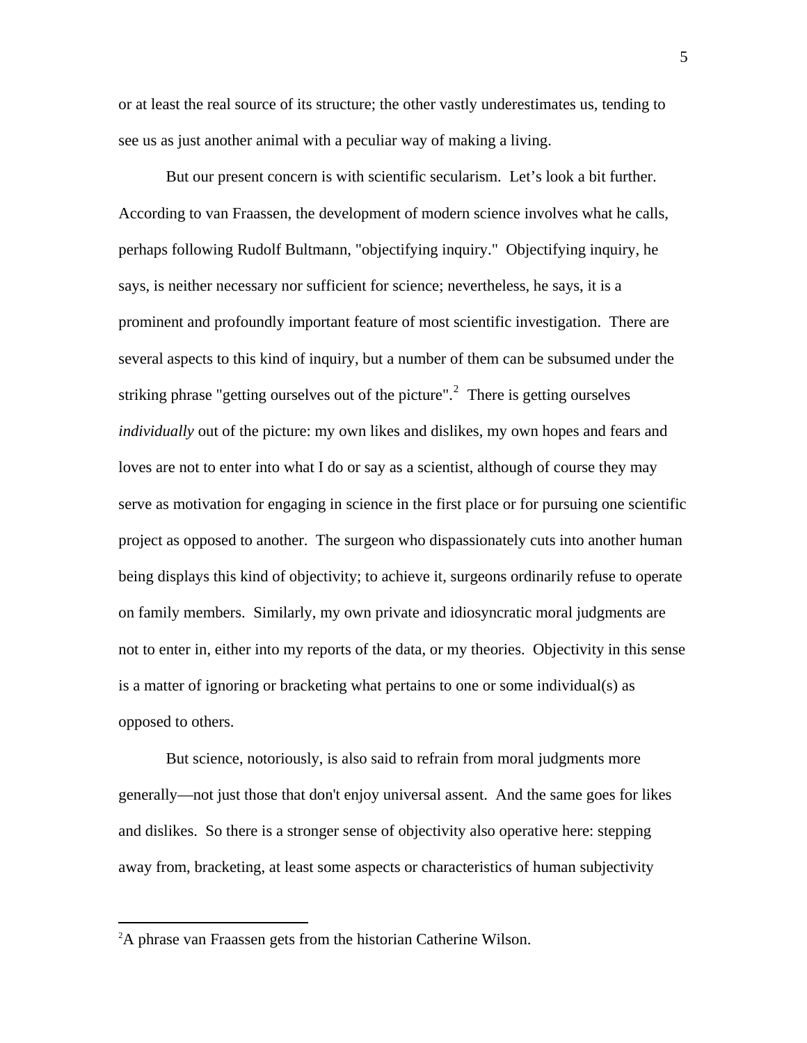or at least the real source of its structure; the other vastly underestimates us, tending to see us as just another animal with a peculiar way of making a living.

But our present concern is with scientific secularism. Let's look a bit further. According to van Fraassen, the development of modern science involves what he calls, perhaps following Rudolf Bultmann, "objectifying inquiry." Objectifying inquiry, he says, is neither necessary nor sufficient for science; nevertheless, he says, it is a prominent and profoundly important feature of most scientific investigation. There are several aspects to this kind of inquiry, but a number of them can be subsumed under the striking phrase "getting ourselves out of the picture".[2] There is getting ourselves *individually* out of the picture: my own likes and dislikes, my own hopes and fears and loves are not to enter into what I do or say as a scientist, although of course they may serve as motivation for engaging in science in the first place or for pursuing one scientific project as opposed to another. The surgeon who dispassionately cuts into another human being displays this kind of objectivity; to achieve it, surgeons ordinarily refuse to operate on family members. Similarly, my own private and idiosyncratic moral judgments are not to enter in, either into my reports of the data, or my theories. Objectivity in this sense is a matter of ignoring or bracketing what pertains to one or some individual(s) as opposed to others.

But science, notoriously, is also said to refrain from moral judgments more generally—not just those that don't enjoy universal assent. And the same goes for likes and dislikes. So there is a stronger sense of objectivity also operative here: stepping away from, bracketing, at least some aspects or characteristics of human subjectivity

[2] A phrase van Fraassen gets from the historian Catherine Wilson.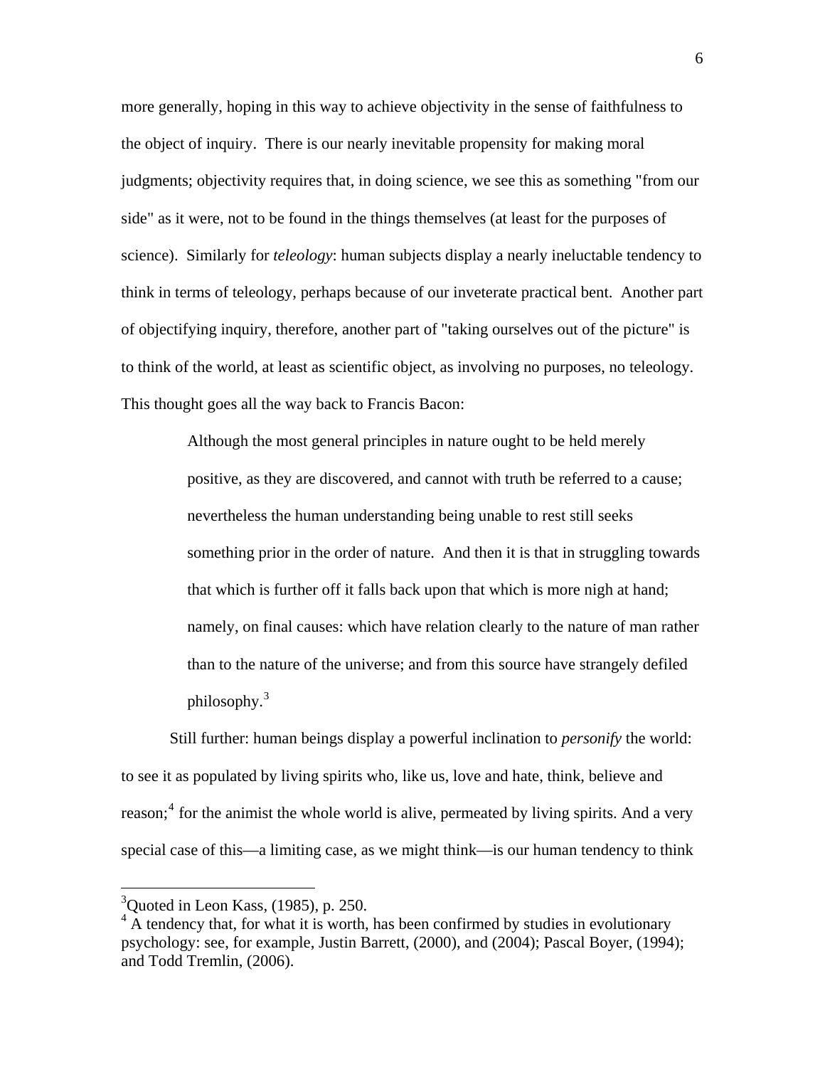more generally, hoping in this way to achieve objectivity in the sense of faithfulness to the object of inquiry. There is our nearly inevitable propensity for making moral judgments; objectivity requires that, in doing science, we see this as something "from our side" as it were, not to be found in the things themselves (at least for the purposes of science). Similarly for *teleology*: human subjects display a nearly ineluctable tendency to think in terms of teleology, perhaps because of our inveterate practical bent. Another part of objectifying inquiry, therefore, another part of "taking ourselves out of the picture" is to think of the world, at least as scientific object, as involving no purposes, no teleology. This thought goes all the way back to Francis Bacon:

> Although the most general principles in nature ought to be held merely positive, as they are discovered, and cannot with truth be referred to a cause; nevertheless the human understanding being unable to rest still seeks something prior in the order of nature. And then it is that in struggling towards that which is further off it falls back upon that which is more nigh at hand; namely, on final causes: which have relation clearly to the nature of man rather than to the nature of the universe; and from this source have strangely defiled philosophy.[3]

Still further: human beings display a powerful inclination to *personify* the world: to see it as populated by living spirits who, like us, love and hate, think, believe and reason;[4] for the animist the whole world is alive, permeated by living spirits. And a very special case of this—a limiting case, as we might think—is our human tendency to think

---

[3]Quoted in Leon Kass, (1985), p. 250.

[4] A tendency that, for what it is worth, has been confirmed by studies in evolutionary psychology: see, for example, Justin Barrett, (2000), and (2004); Pascal Boyer, (1994); and Todd Tremlin, (2006).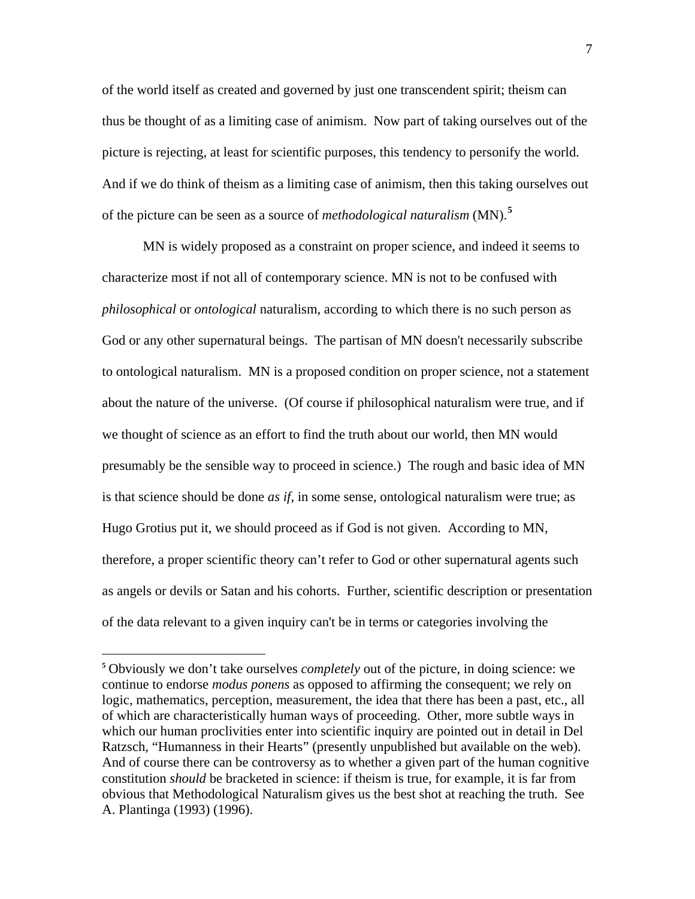of the world itself as created and governed by just one transcendent spirit; theism can thus be thought of as a limiting case of animism. Now part of taking ourselves out of the picture is rejecting, at least for scientific purposes, this tendency to personify the world. And if we do think of theism as a limiting case of animism, then this taking ourselves out of the picture can be seen as a source of *methodological naturalism* (MN).[5]

MN is widely proposed as a constraint on proper science, and indeed it seems to characterize most if not all of contemporary science. MN is not to be confused with *philosophical* or *ontological* naturalism, according to which there is no such person as God or any other supernatural beings. The partisan of MN doesn't necessarily subscribe to ontological naturalism. MN is a proposed condition on proper science, not a statement about the nature of the universe. (Of course if philosophical naturalism were true, and if we thought of science as an effort to find the truth about our world, then MN would presumably be the sensible way to proceed in science.) The rough and basic idea of MN is that science should be done *as if*, in some sense, ontological naturalism were true; as Hugo Grotius put it, we should proceed as if God is not given. According to MN, therefore, a proper scientific theory can't refer to God or other supernatural agents such as angels or devils or Satan and his cohorts. Further, scientific description or presentation of the data relevant to a given inquiry can't be in terms or categories involving the

---

[5] Obviously we don't take ourselves *completely* out of the picture, in doing science: we continue to endorse *modus ponens* as opposed to affirming the consequent; we rely on logic, mathematics, perception, measurement, the idea that there has been a past, etc., all of which are characteristically human ways of proceeding. Other, more subtle ways in which our human proclivities enter into scientific inquiry are pointed out in detail in Del Ratzsch, "Humanness in their Hearts" (presently unpublished but available on the web). And of course there can be controversy as to whether a given part of the human cognitive constitution *should* be bracketed in science: if theism is true, for example, it is far from obvious that Methodological Naturalism gives us the best shot at reaching the truth. See A. Plantinga (1993) (1996).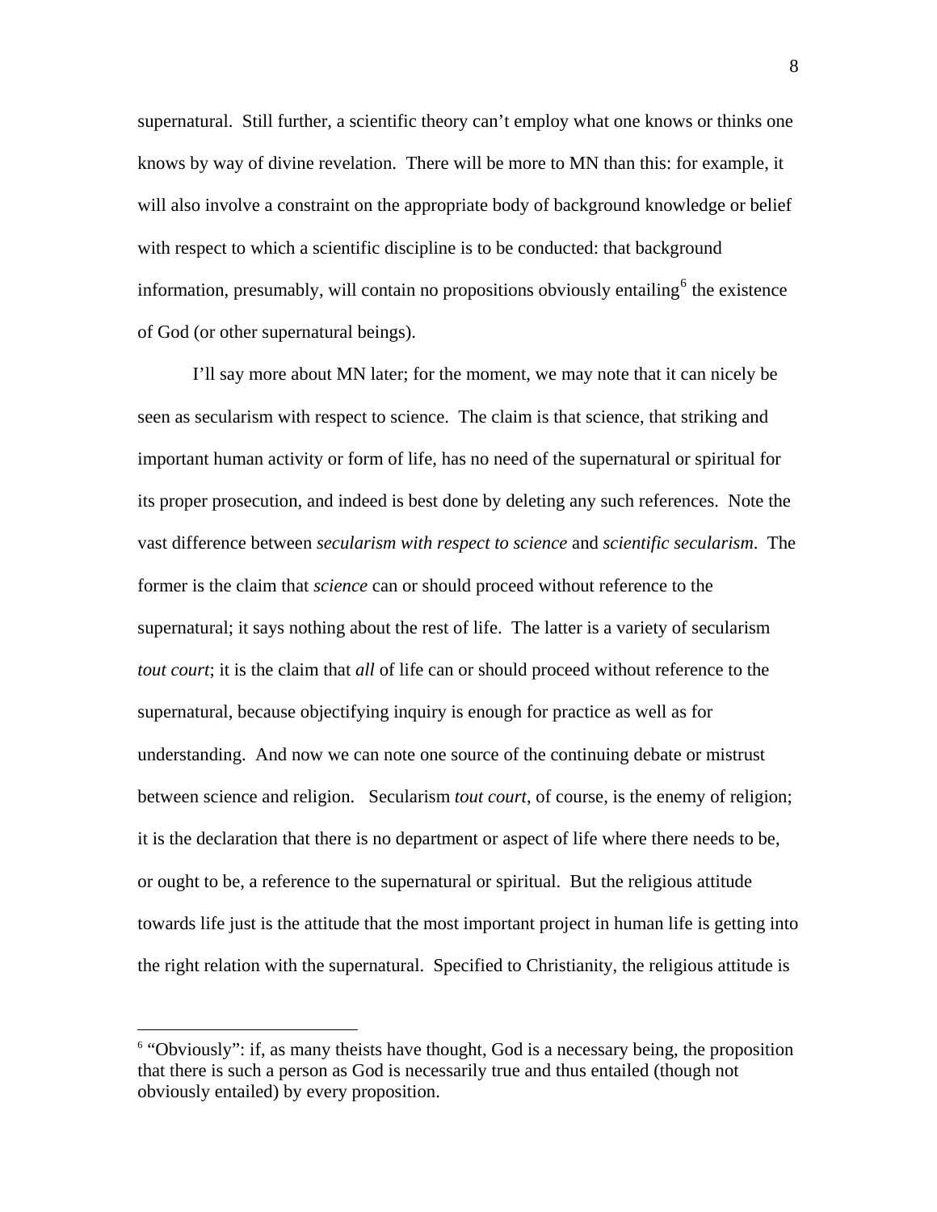supernatural. Still further, a scientific theory can't employ what one knows or thinks one knows by way of divine revelation. There will be more to MN than this: for example, it will also involve a constraint on the appropriate body of background knowledge or belief with respect to which a scientific discipline is to be conducted: that background information, presumably, will contain no propositions obviously entailing[6] the existence of God (or other supernatural beings).

I'll say more about MN later; for the moment, we may note that it can nicely be seen as secularism with respect to science. The claim is that science, that striking and important human activity or form of life, has no need of the supernatural or spiritual for its proper prosecution, and indeed is best done by deleting any such references. Note the vast difference between *secularism with respect to science* and *scientific secularism*. The former is the claim that *science* can or should proceed without reference to the supernatural; it says nothing about the rest of life. The latter is a variety of secularism *tout court*; it is the claim that *all* of life can or should proceed without reference to the supernatural, because objectifying inquiry is enough for practice as well as for understanding. And now we can note one source of the continuing debate or mistrust between science and religion. Secularism *tout court*, of course, is the enemy of religion; it is the declaration that there is no department or aspect of life where there needs to be, or ought to be, a reference to the supernatural or spiritual. But the religious attitude towards life just is the attitude that the most important project in human life is getting into the right relation with the supernatural. Specified to Christianity, the religious attitude is

---

[6] "Obviously": if, as many theists have thought, God is a necessary being, the proposition that there is such a person as God is necessarily true and thus entailed (though not obviously entailed) by every proposition.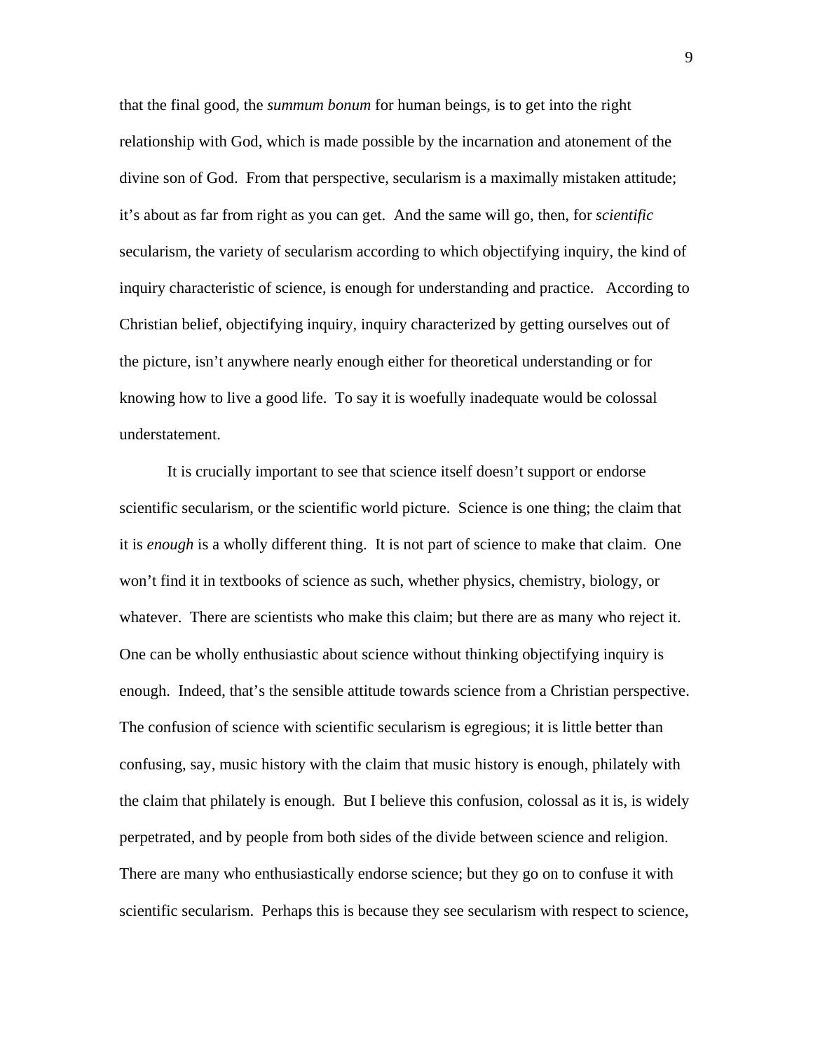that the final good, the *summum bonum* for human beings, is to get into the right relationship with God, which is made possible by the incarnation and atonement of the divine son of God. From that perspective, secularism is a maximally mistaken attitude; it's about as far from right as you can get. And the same will go, then, for *scientific* secularism, the variety of secularism according to which objectifying inquiry, the kind of inquiry characteristic of science, is enough for understanding and practice. According to Christian belief, objectifying inquiry, inquiry characterized by getting ourselves out of the picture, isn't anywhere nearly enough either for theoretical understanding or for knowing how to live a good life. To say it is woefully inadequate would be colossal understatement.

It is crucially important to see that science itself doesn't support or endorse scientific secularism, or the scientific world picture. Science is one thing; the claim that it is *enough* is a wholly different thing. It is not part of science to make that claim. One won't find it in textbooks of science as such, whether physics, chemistry, biology, or whatever. There are scientists who make this claim; but there are as many who reject it. One can be wholly enthusiastic about science without thinking objectifying inquiry is enough. Indeed, that's the sensible attitude towards science from a Christian perspective. The confusion of science with scientific secularism is egregious; it is little better than confusing, say, music history with the claim that music history is enough, philately with the claim that philately is enough. But I believe this confusion, colossal as it is, is widely perpetrated, and by people from both sides of the divide between science and religion. There are many who enthusiastically endorse science; but they go on to confuse it with scientific secularism. Perhaps this is because they see secularism with respect to science,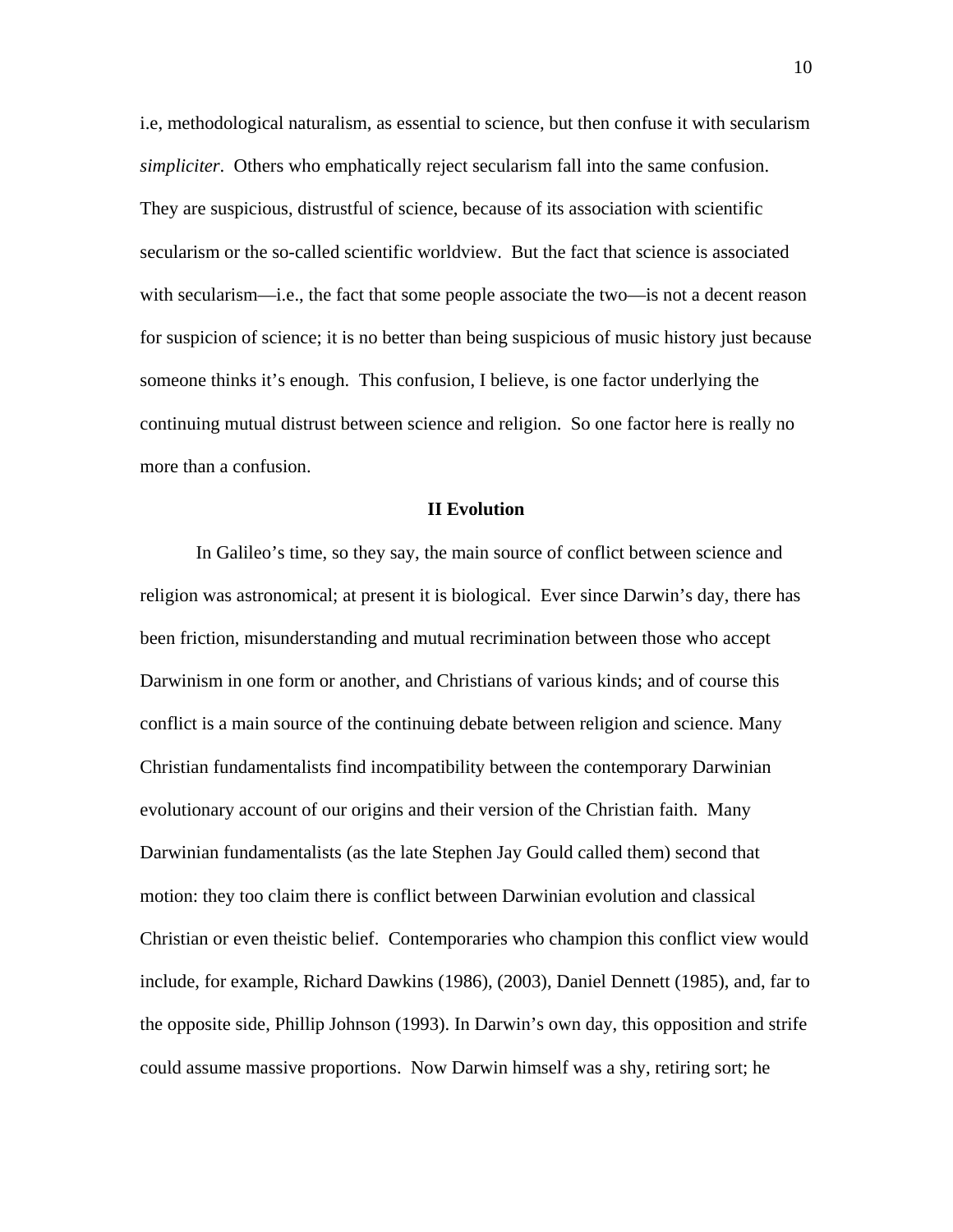i.e, methodological naturalism, as essential to science, but then confuse it with secularism *simpliciter*. Others who emphatically reject secularism fall into the same confusion. They are suspicious, distrustful of science, because of its association with scientific secularism or the so-called scientific worldview. But the fact that science is associated with secularism—i.e., the fact that some people associate the two—is not a decent reason for suspicion of science; it is no better than being suspicious of music history just because someone thinks it's enough. This confusion, I believe, is one factor underlying the continuing mutual distrust between science and religion. So one factor here is really no more than a confusion.

## II Evolution

In Galileo's time, so they say, the main source of conflict between science and religion was astronomical; at present it is biological. Ever since Darwin's day, there has been friction, misunderstanding and mutual recrimination between those who accept Darwinism in one form or another, and Christians of various kinds; and of course this conflict is a main source of the continuing debate between religion and science. Many Christian fundamentalists find incompatibility between the contemporary Darwinian evolutionary account of our origins and their version of the Christian faith. Many Darwinian fundamentalists (as the late Stephen Jay Gould called them) second that motion: they too claim there is conflict between Darwinian evolution and classical Christian or even theistic belief. Contemporaries who champion this conflict view would include, for example, Richard Dawkins (1986), (2003), Daniel Dennett (1985), and, far to the opposite side, Phillip Johnson (1993). In Darwin's own day, this opposition and strife could assume massive proportions. Now Darwin himself was a shy, retiring sort; he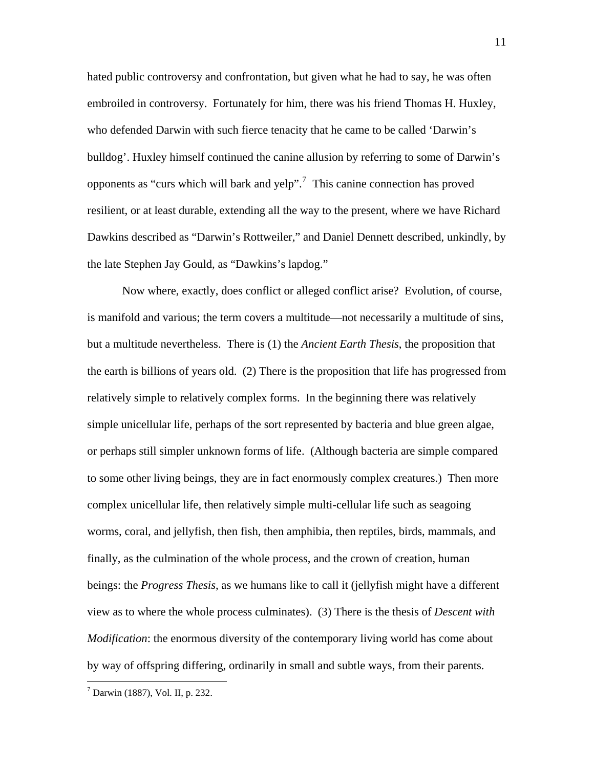hated public controversy and confrontation, but given what he had to say, he was often embroiled in controversy.  Fortunately for him, there was his friend Thomas H. Huxley, who defended Darwin with such fierce tenacity that he came to be called 'Darwin's bulldog'. Huxley himself continued the canine allusion by referring to some of Darwin's opponents as "curs which will bark and yelp".[7]  This canine connection has proved resilient, or at least durable, extending all the way to the present, where we have Richard Dawkins described as "Darwin's Rottweiler," and Daniel Dennett described, unkindly, by the late Stephen Jay Gould, as "Dawkins's lapdog."

Now where, exactly, does conflict or alleged conflict arise?  Evolution, of course, is manifold and various; the term covers a multitude—not necessarily a multitude of sins, but a multitude nevertheless.  There is (1) the *Ancient Earth Thesis*, the proposition that the earth is billions of years old.  (2) There is the proposition that life has progressed from relatively simple to relatively complex forms.  In the beginning there was relatively simple unicellular life, perhaps of the sort represented by bacteria and blue green algae, or perhaps still simpler unknown forms of life.  (Although bacteria are simple compared to some other living beings, they are in fact enormously complex creatures.)  Then more complex unicellular life, then relatively simple multi-cellular life such as seagoing worms, coral, and jellyfish, then fish, then amphibia, then reptiles, birds, mammals, and finally, as the culmination of the whole process, and the crown of creation, human beings: the *Progress Thesis*, as we humans like to call it (jellyfish might have a different view as to where the whole process culminates).  (3) There is the thesis of *Descent with Modification*: the enormous diversity of the contemporary living world has come about by way of offspring differing, ordinarily in small and subtle ways, from their parents.

[7] Darwin (1887), Vol. II, p. 232.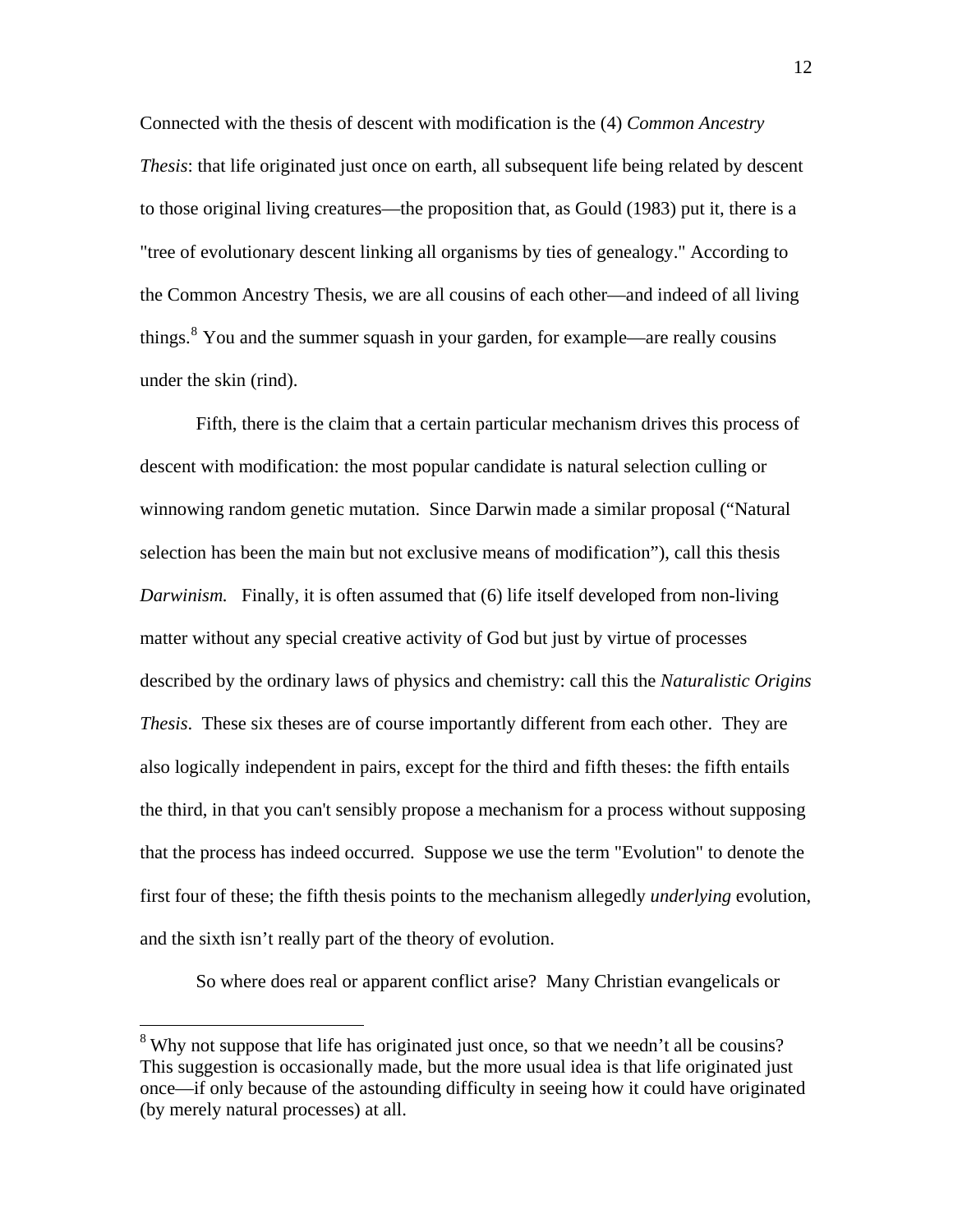Connected with the thesis of descent with modification is the (4) *Common Ancestry Thesis*: that life originated just once on earth, all subsequent life being related by descent to those original living creatures—the proposition that, as Gould (1983) put it, there is a "tree of evolutionary descent linking all organisms by ties of genealogy." According to the Common Ancestry Thesis, we are all cousins of each other—and indeed of all living things.[8] You and the summer squash in your garden, for example—are really cousins under the skin (rind).

Fifth, there is the claim that a certain particular mechanism drives this process of descent with modification: the most popular candidate is natural selection culling or winnowing random genetic mutation. Since Darwin made a similar proposal ("Natural selection has been the main but not exclusive means of modification"), call this thesis *Darwinism.* Finally, it is often assumed that (6) life itself developed from non-living matter without any special creative activity of God but just by virtue of processes described by the ordinary laws of physics and chemistry: call this the *Naturalistic Origins Thesis*. These six theses are of course importantly different from each other. They are also logically independent in pairs, except for the third and fifth theses: the fifth entails the third, in that you can't sensibly propose a mechanism for a process without supposing that the process has indeed occurred. Suppose we use the term "Evolution" to denote the first four of these; the fifth thesis points to the mechanism allegedly *underlying* evolution, and the sixth isn't really part of the theory of evolution.

So where does real or apparent conflict arise? Many Christian evangelicals or

---

[8] Why not suppose that life has originated just once, so that we needn't all be cousins? This suggestion is occasionally made, but the more usual idea is that life originated just once—if only because of the astounding difficulty in seeing how it could have originated (by merely natural processes) at all.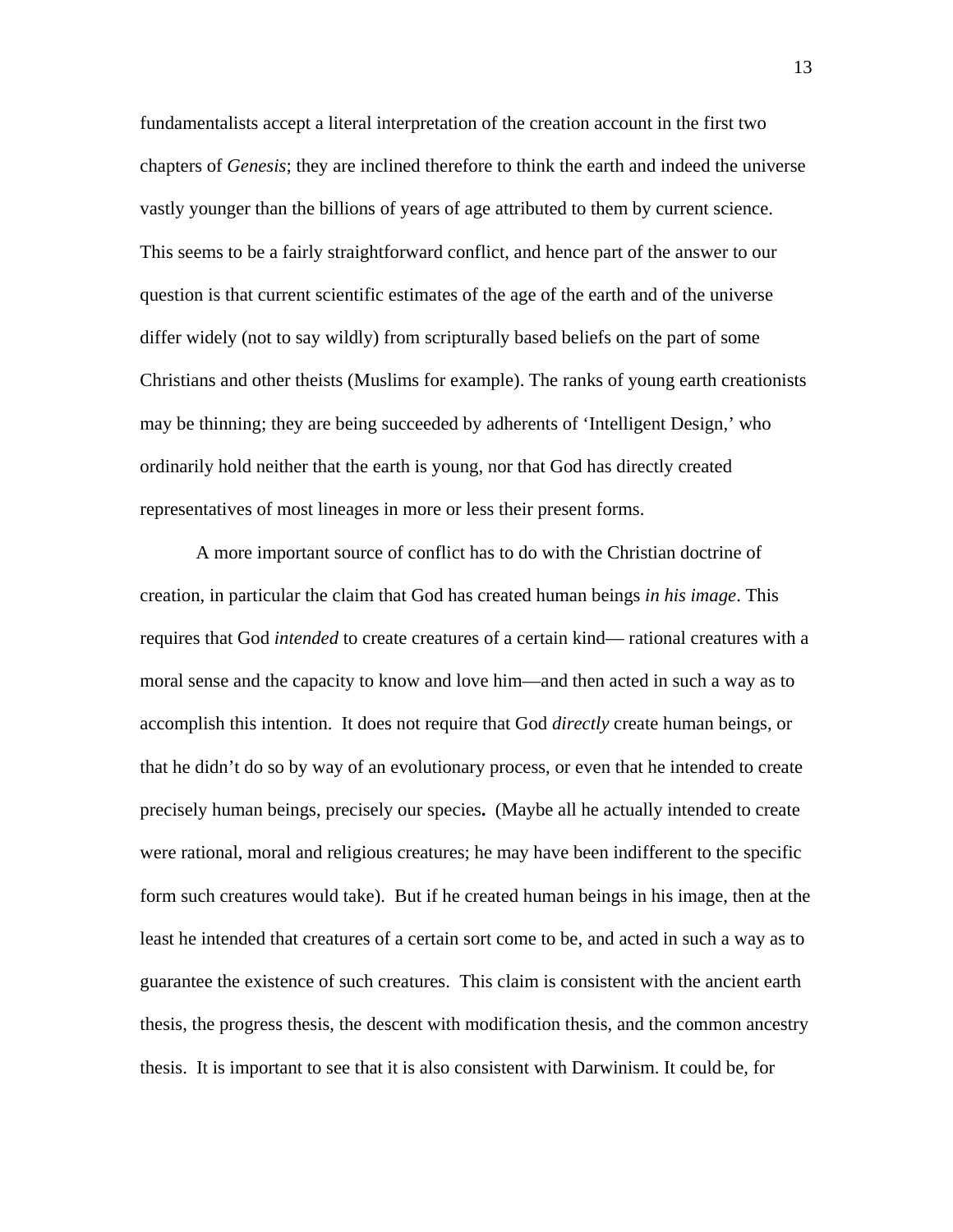fundamentalists accept a literal interpretation of the creation account in the first two chapters of *Genesis*; they are inclined therefore to think the earth and indeed the universe vastly younger than the billions of years of age attributed to them by current science. This seems to be a fairly straightforward conflict, and hence part of the answer to our question is that current scientific estimates of the age of the earth and of the universe differ widely (not to say wildly) from scripturally based beliefs on the part of some Christians and other theists (Muslims for example). The ranks of young earth creationists may be thinning; they are being succeeded by adherents of 'Intelligent Design,' who ordinarily hold neither that the earth is young, nor that God has directly created representatives of most lineages in more or less their present forms.

A more important source of conflict has to do with the Christian doctrine of creation, in particular the claim that God has created human beings *in his image*. This requires that God *intended* to create creatures of a certain kind— rational creatures with a moral sense and the capacity to know and love him—and then acted in such a way as to accomplish this intention. It does not require that God *directly* create human beings, or that he didn't do so by way of an evolutionary process, or even that he intended to create precisely human beings, precisely our species**.** (Maybe all he actually intended to create were rational, moral and religious creatures; he may have been indifferent to the specific form such creatures would take). But if he created human beings in his image, then at the least he intended that creatures of a certain sort come to be, and acted in such a way as to guarantee the existence of such creatures. This claim is consistent with the ancient earth thesis, the progress thesis, the descent with modification thesis, and the common ancestry thesis. It is important to see that it is also consistent with Darwinism. It could be, for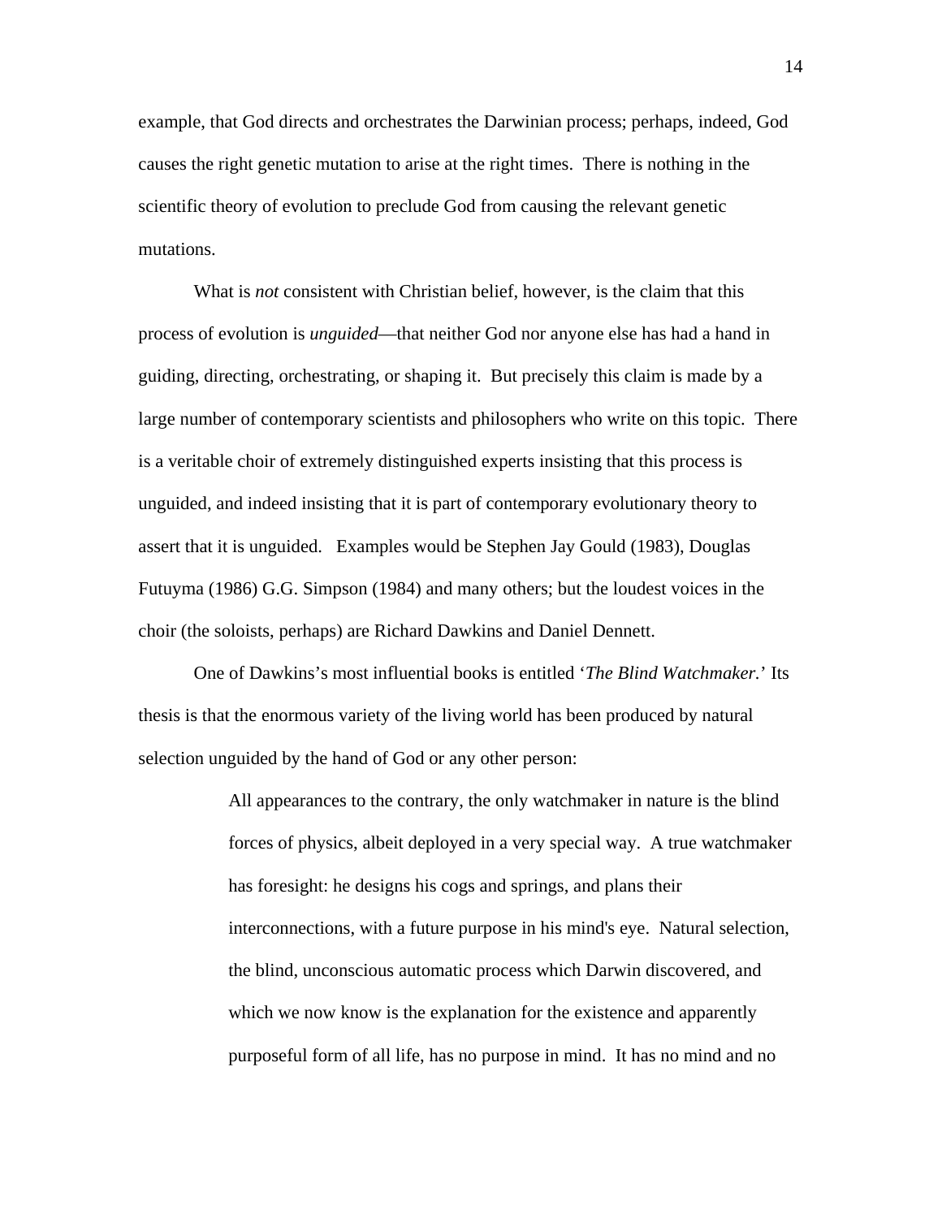example, that God directs and orchestrates the Darwinian process; perhaps, indeed, God causes the right genetic mutation to arise at the right times. There is nothing in the scientific theory of evolution to preclude God from causing the relevant genetic mutations.

What is *not* consistent with Christian belief, however, is the claim that this process of evolution is *unguided*—that neither God nor anyone else has had a hand in guiding, directing, orchestrating, or shaping it. But precisely this claim is made by a large number of contemporary scientists and philosophers who write on this topic. There is a veritable choir of extremely distinguished experts insisting that this process is unguided, and indeed insisting that it is part of contemporary evolutionary theory to assert that it is unguided. Examples would be Stephen Jay Gould (1983), Douglas Futuyma (1986) G.G. Simpson (1984) and many others; but the loudest voices in the choir (the soloists, perhaps) are Richard Dawkins and Daniel Dennett.

One of Dawkins's most influential books is entitled '*The Blind Watchmaker.*' Its thesis is that the enormous variety of the living world has been produced by natural selection unguided by the hand of God or any other person:

> All appearances to the contrary, the only watchmaker in nature is the blind forces of physics, albeit deployed in a very special way. A true watchmaker has foresight: he designs his cogs and springs, and plans their interconnections, with a future purpose in his mind's eye. Natural selection, the blind, unconscious automatic process which Darwin discovered, and which we now know is the explanation for the existence and apparently purposeful form of all life, has no purpose in mind. It has no mind and no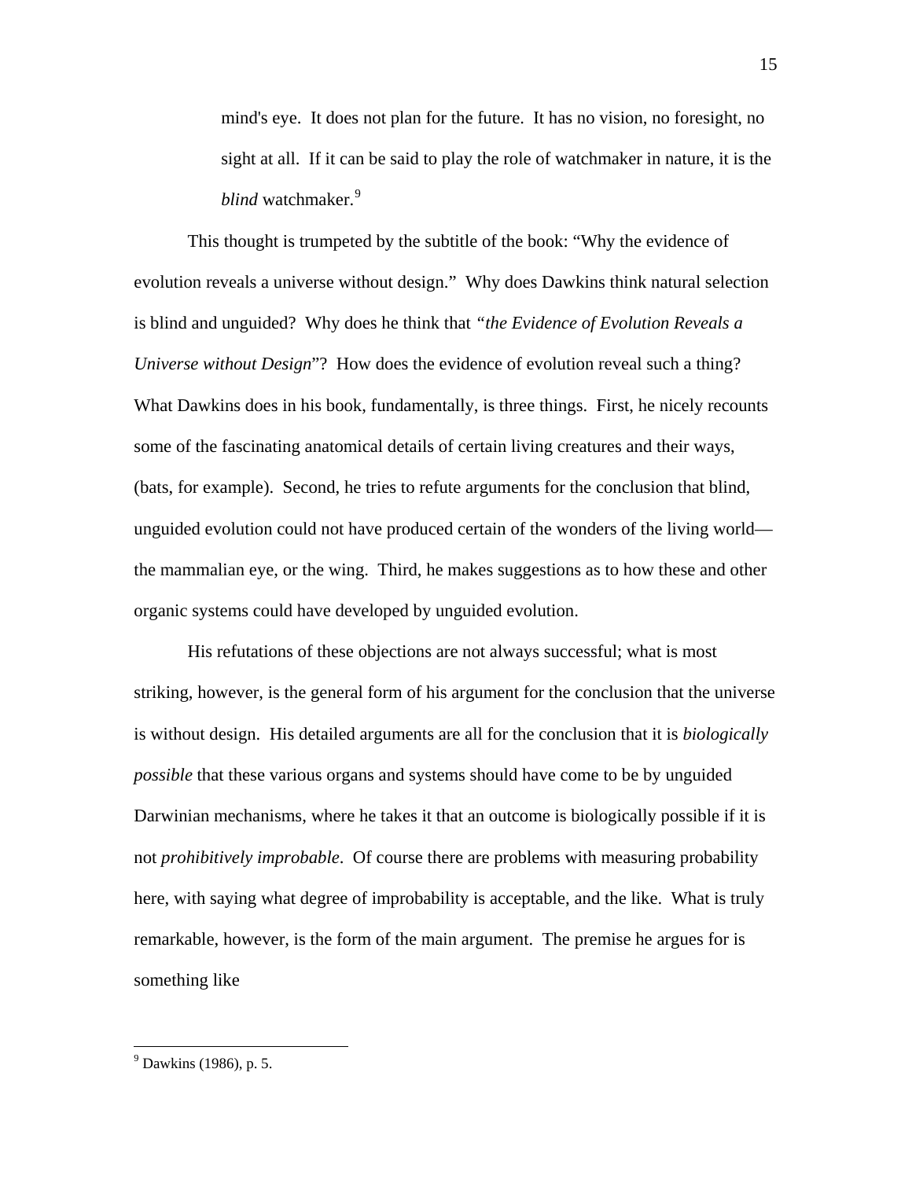> mind's eye. It does not plan for the future. It has no vision, no foresight, no sight at all. If it can be said to play the role of watchmaker in nature, it is the *blind* watchmaker.[9]

This thought is trumpeted by the subtitle of the book: "Why the evidence of evolution reveals a universe without design." Why does Dawkins think natural selection is blind and unguided? Why does he think that *"the Evidence of Evolution Reveals a Universe without Design*"? How does the evidence of evolution reveal such a thing? What Dawkins does in his book, fundamentally, is three things. First, he nicely recounts some of the fascinating anatomical details of certain living creatures and their ways, (bats, for example). Second, he tries to refute arguments for the conclusion that blind, unguided evolution could not have produced certain of the wonders of the living world—the mammalian eye, or the wing. Third, he makes suggestions as to how these and other organic systems could have developed by unguided evolution.

His refutations of these objections are not always successful; what is most striking, however, is the general form of his argument for the conclusion that the universe is without design. His detailed arguments are all for the conclusion that it is *biologically possible* that these various organs and systems should have come to be by unguided Darwinian mechanisms, where he takes it that an outcome is biologically possible if it is not *prohibitively improbable*. Of course there are problems with measuring probability here, with saying what degree of improbability is acceptable, and the like. What is truly remarkable, however, is the form of the main argument. The premise he argues for is something like

---

[9] Dawkins (1986), p. 5.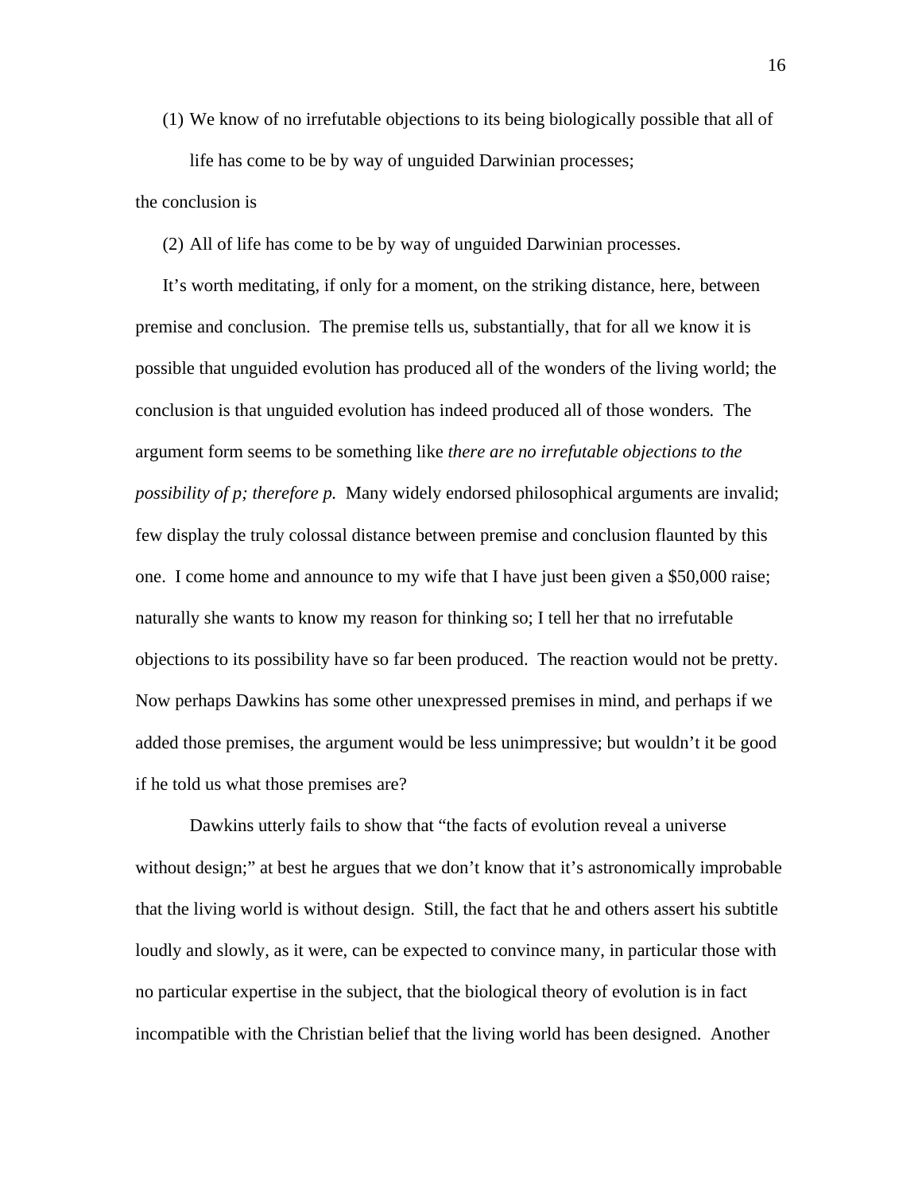(1) We know of no irrefutable objections to its being biologically possible that all of life has come to be by way of unguided Darwinian processes;

the conclusion is

(2) All of life has come to be by way of unguided Darwinian processes.

It's worth meditating, if only for a moment, on the striking distance, here, between premise and conclusion. The premise tells us, substantially, that for all we know it is possible that unguided evolution has produced all of the wonders of the living world; the conclusion is that unguided evolution has indeed produced all of those wonders. The argument form seems to be something like *there are no irrefutable objections to the possibility of p; therefore p.* Many widely endorsed philosophical arguments are invalid; few display the truly colossal distance between premise and conclusion flaunted by this one. I come home and announce to my wife that I have just been given a $50,000 raise; naturally she wants to know my reason for thinking so; I tell her that no irrefutable objections to its possibility have so far been produced. The reaction would not be pretty. Now perhaps Dawkins has some other unexpressed premises in mind, and perhaps if we added those premises, the argument would be less unimpressive; but wouldn't it be good if he told us what those premises are?

Dawkins utterly fails to show that "the facts of evolution reveal a universe without design;" at best he argues that we don't know that it's astronomically improbable that the living world is without design. Still, the fact that he and others assert his subtitle loudly and slowly, as it were, can be expected to convince many, in particular those with no particular expertise in the subject, that the biological theory of evolution is in fact incompatible with the Christian belief that the living world has been designed. Another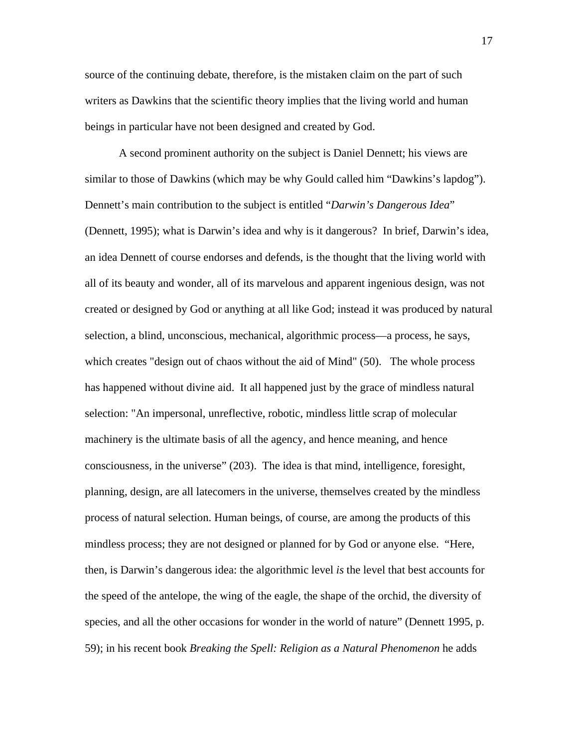source of the continuing debate, therefore, is the mistaken claim on the part of such writers as Dawkins that the scientific theory implies that the living world and human beings in particular have not been designed and created by God.

A second prominent authority on the subject is Daniel Dennett; his views are similar to those of Dawkins (which may be why Gould called him "Dawkins's lapdog"). Dennett's main contribution to the subject is entitled "*Darwin's Dangerous Idea*" (Dennett, 1995); what is Darwin's idea and why is it dangerous? In brief, Darwin's idea, an idea Dennett of course endorses and defends, is the thought that the living world with all of its beauty and wonder, all of its marvelous and apparent ingenious design, was not created or designed by God or anything at all like God; instead it was produced by natural selection, a blind, unconscious, mechanical, algorithmic process—a process, he says, which creates "design out of chaos without the aid of Mind" (50). The whole process has happened without divine aid. It all happened just by the grace of mindless natural selection: "An impersonal, unreflective, robotic, mindless little scrap of molecular machinery is the ultimate basis of all the agency, and hence meaning, and hence consciousness, in the universe" (203). The idea is that mind, intelligence, foresight, planning, design, are all latecomers in the universe, themselves created by the mindless process of natural selection. Human beings, of course, are among the products of this mindless process; they are not designed or planned for by God or anyone else. "Here, then, is Darwin's dangerous idea: the algorithmic level *is* the level that best accounts for the speed of the antelope, the wing of the eagle, the shape of the orchid, the diversity of species, and all the other occasions for wonder in the world of nature" (Dennett 1995, p. 59); in his recent book *Breaking the Spell: Religion as a Natural Phenomenon* he adds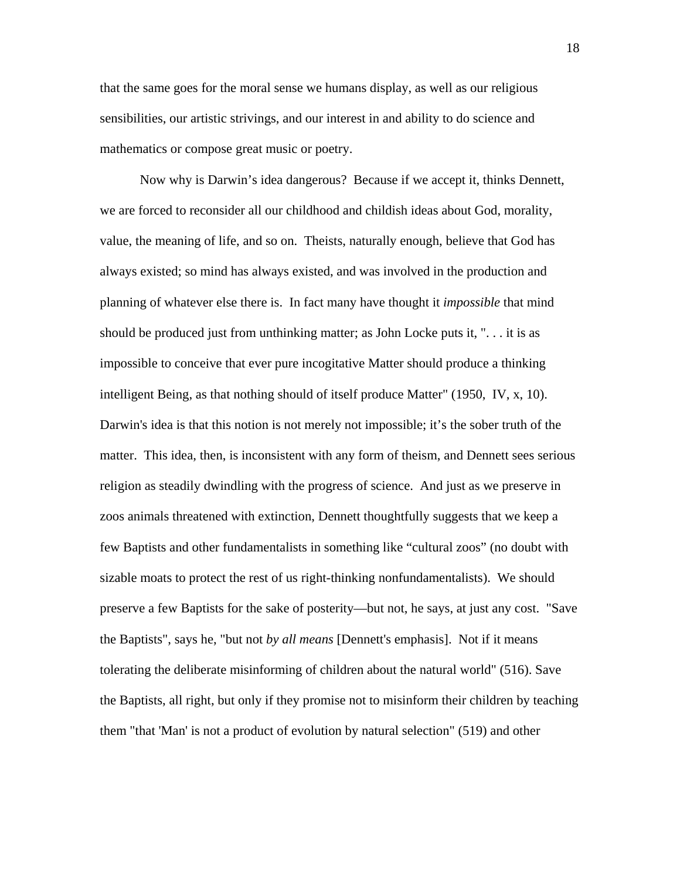that the same goes for the moral sense we humans display, as well as our religious sensibilities, our artistic strivings, and our interest in and ability to do science and mathematics or compose great music or poetry.

Now why is Darwin's idea dangerous? Because if we accept it, thinks Dennett, we are forced to reconsider all our childhood and childish ideas about God, morality, value, the meaning of life, and so on. Theists, naturally enough, believe that God has always existed; so mind has always existed, and was involved in the production and planning of whatever else there is. In fact many have thought it *impossible* that mind should be produced just from unthinking matter; as John Locke puts it, ". . . it is as impossible to conceive that ever pure incogitative Matter should produce a thinking intelligent Being, as that nothing should of itself produce Matter" (1950, IV, x, 10). Darwin's idea is that this notion is not merely not impossible; it's the sober truth of the matter. This idea, then, is inconsistent with any form of theism, and Dennett sees serious religion as steadily dwindling with the progress of science. And just as we preserve in zoos animals threatened with extinction, Dennett thoughtfully suggests that we keep a few Baptists and other fundamentalists in something like "cultural zoos" (no doubt with sizable moats to protect the rest of us right-thinking nonfundamentalists). We should preserve a few Baptists for the sake of posterity—but not, he says, at just any cost. "Save the Baptists", says he, "but not *by all means* [Dennett's emphasis]. Not if it means tolerating the deliberate misinforming of children about the natural world" (516). Save the Baptists, all right, but only if they promise not to misinform their children by teaching them "that 'Man' is not a product of evolution by natural selection" (519) and other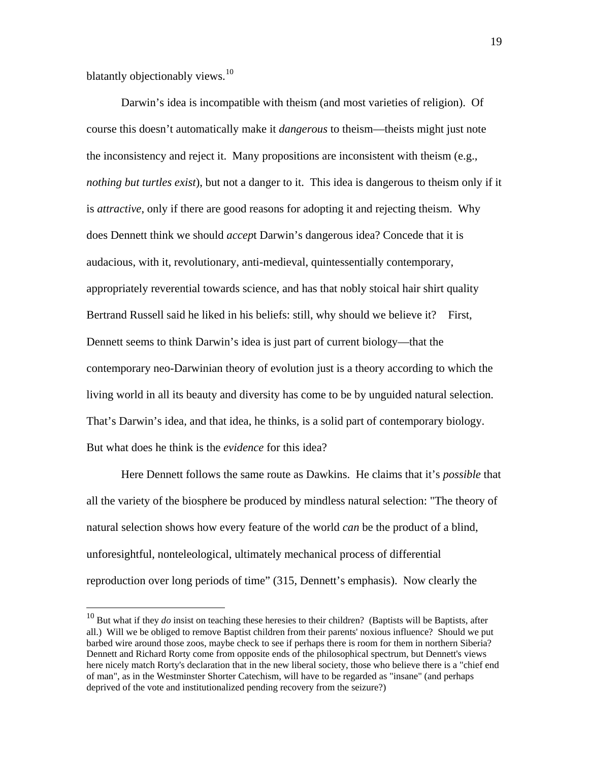blatantly objectionably views.[10]

Darwin's idea is incompatible with theism (and most varieties of religion). Of course this doesn't automatically make it *dangerous* to theism—theists might just note the inconsistency and reject it. Many propositions are inconsistent with theism (e.g., *nothing but turtles exist*), but not a danger to it. This idea is dangerous to theism only if it is *attractive*, only if there are good reasons for adopting it and rejecting theism. Why does Dennett think we should *accep*t Darwin's dangerous idea? Concede that it is audacious, with it, revolutionary, anti-medieval, quintessentially contemporary, appropriately reverential towards science, and has that nobly stoical hair shirt quality Bertrand Russell said he liked in his beliefs: still, why should we believe it? First, Dennett seems to think Darwin's idea is just part of current biology—that the contemporary neo-Darwinian theory of evolution just is a theory according to which the living world in all its beauty and diversity has come to be by unguided natural selection. That's Darwin's idea, and that idea, he thinks, is a solid part of contemporary biology. But what does he think is the *evidence* for this idea?

Here Dennett follows the same route as Dawkins. He claims that it's *possible* that all the variety of the biosphere be produced by mindless natural selection: "The theory of natural selection shows how every feature of the world *can* be the product of a blind, unforesightful, nonteleological, ultimately mechanical process of differential reproduction over long periods of time" (315, Dennett's emphasis). Now clearly the

---

[10] But what if they *do* insist on teaching these heresies to their children? (Baptists will be Baptists, after all.) Will we be obliged to remove Baptist children from their parents' noxious influence? Should we put barbed wire around those zoos, maybe check to see if perhaps there is room for them in northern Siberia? Dennett and Richard Rorty come from opposite ends of the philosophical spectrum, but Dennett's views here nicely match Rorty's declaration that in the new liberal society, those who believe there is a "chief end of man", as in the Westminster Shorter Catechism, will have to be regarded as "insane" (and perhaps deprived of the vote and institutionalized pending recovery from the seizure?)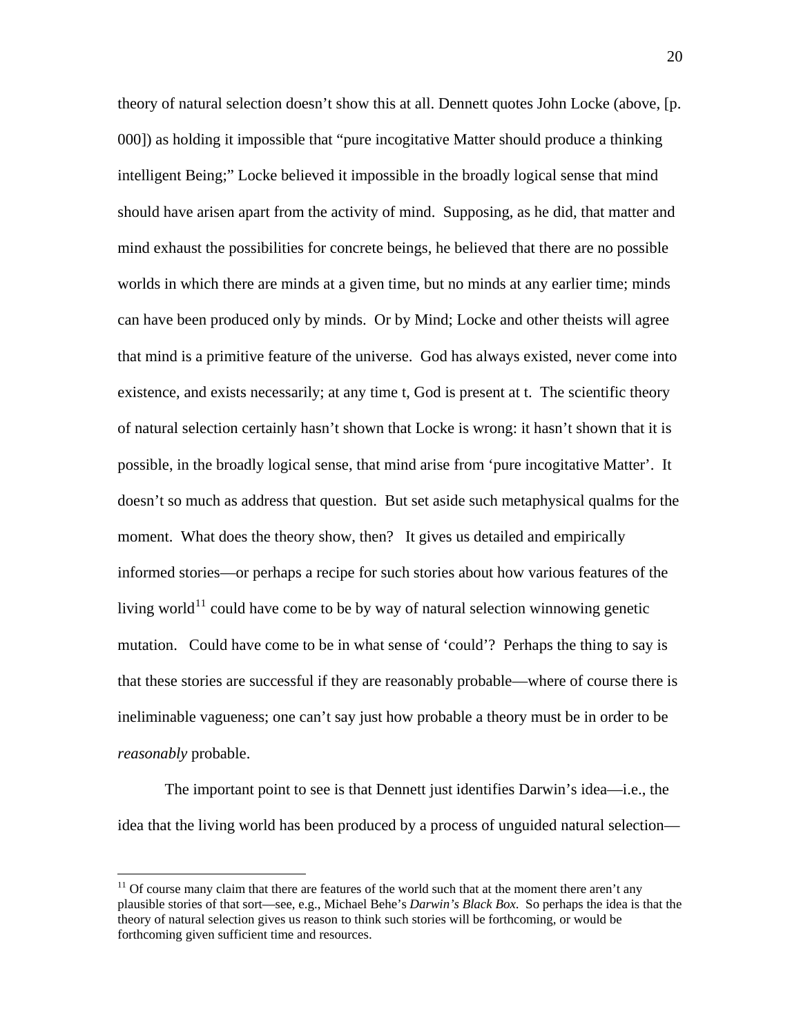theory of natural selection doesn't show this at all. Dennett quotes John Locke (above, [p. 000]) as holding it impossible that "pure incogitative Matter should produce a thinking intelligent Being;" Locke believed it impossible in the broadly logical sense that mind should have arisen apart from the activity of mind. Supposing, as he did, that matter and mind exhaust the possibilities for concrete beings, he believed that there are no possible worlds in which there are minds at a given time, but no minds at any earlier time; minds can have been produced only by minds. Or by Mind; Locke and other theists will agree that mind is a primitive feature of the universe. God has always existed, never come into existence, and exists necessarily; at any time t, God is present at t. The scientific theory of natural selection certainly hasn't shown that Locke is wrong: it hasn't shown that it is possible, in the broadly logical sense, that mind arise from 'pure incogitative Matter'. It doesn't so much as address that question. But set aside such metaphysical qualms for the moment. What does the theory show, then? It gives us detailed and empirically informed stories—or perhaps a recipe for such stories about how various features of the living world[11] could have come to be by way of natural selection winnowing genetic mutation. Could have come to be in what sense of 'could'? Perhaps the thing to say is that these stories are successful if they are reasonably probable—where of course there is ineliminable vagueness; one can't say just how probable a theory must be in order to be *reasonably* probable.

The important point to see is that Dennett just identifies Darwin's idea—i.e., the idea that the living world has been produced by a process of unguided natural selection—

[11] Of course many claim that there are features of the world such that at the moment there aren't any plausible stories of that sort—see, e.g., Michael Behe's *Darwin's Black Box*. So perhaps the idea is that the theory of natural selection gives us reason to think such stories will be forthcoming, or would be forthcoming given sufficient time and resources.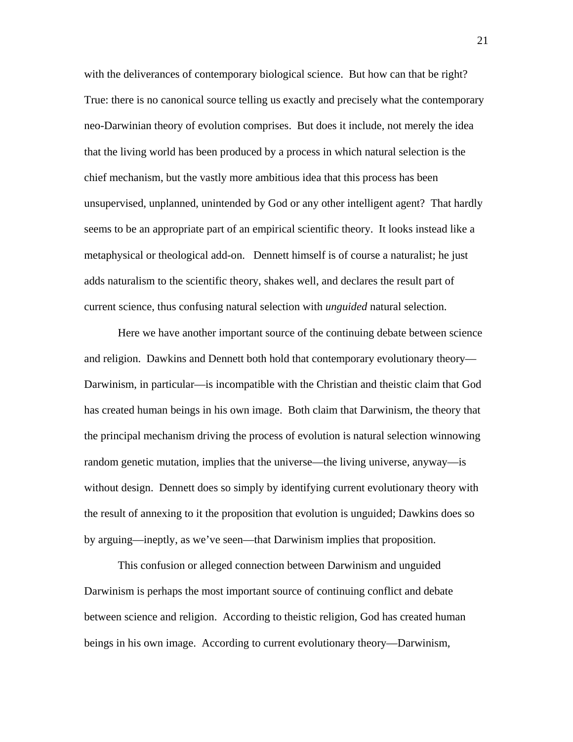with the deliverances of contemporary biological science. But how can that be right? True: there is no canonical source telling us exactly and precisely what the contemporary neo-Darwinian theory of evolution comprises. But does it include, not merely the idea that the living world has been produced by a process in which natural selection is the chief mechanism, but the vastly more ambitious idea that this process has been unsupervised, unplanned, unintended by God or any other intelligent agent? That hardly seems to be an appropriate part of an empirical scientific theory. It looks instead like a metaphysical or theological add-on. Dennett himself is of course a naturalist; he just adds naturalism to the scientific theory, shakes well, and declares the result part of current science, thus confusing natural selection with *unguided* natural selection.

Here we have another important source of the continuing debate between science and religion. Dawkins and Dennett both hold that contemporary evolutionary theory—Darwinism, in particular—is incompatible with the Christian and theistic claim that God has created human beings in his own image. Both claim that Darwinism, the theory that the principal mechanism driving the process of evolution is natural selection winnowing random genetic mutation, implies that the universe—the living universe, anyway—is without design. Dennett does so simply by identifying current evolutionary theory with the result of annexing to it the proposition that evolution is unguided; Dawkins does so by arguing—ineptly, as we've seen—that Darwinism implies that proposition.

This confusion or alleged connection between Darwinism and unguided Darwinism is perhaps the most important source of continuing conflict and debate between science and religion. According to theistic religion, God has created human beings in his own image. According to current evolutionary theory—Darwinism,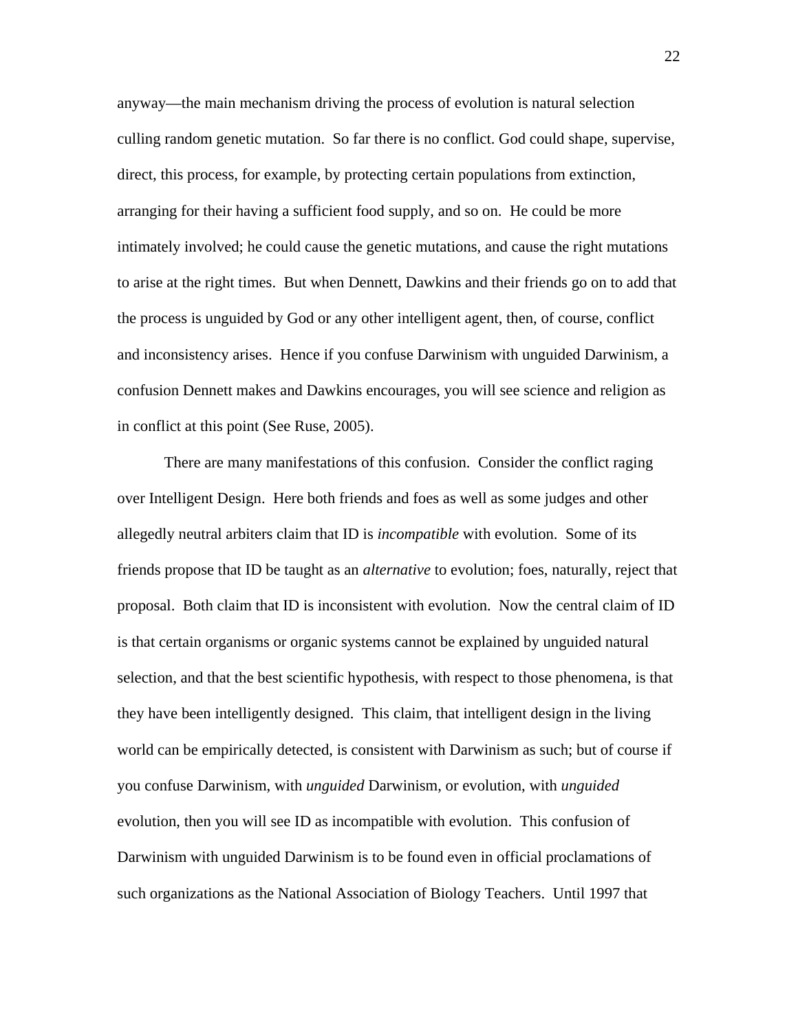anyway—the main mechanism driving the process of evolution is natural selection culling random genetic mutation. So far there is no conflict. God could shape, supervise, direct, this process, for example, by protecting certain populations from extinction, arranging for their having a sufficient food supply, and so on. He could be more intimately involved; he could cause the genetic mutations, and cause the right mutations to arise at the right times. But when Dennett, Dawkins and their friends go on to add that the process is unguided by God or any other intelligent agent, then, of course, conflict and inconsistency arises. Hence if you confuse Darwinism with unguided Darwinism, a confusion Dennett makes and Dawkins encourages, you will see science and religion as in conflict at this point (See Ruse, 2005).

There are many manifestations of this confusion. Consider the conflict raging over Intelligent Design. Here both friends and foes as well as some judges and other allegedly neutral arbiters claim that ID is *incompatible* with evolution. Some of its friends propose that ID be taught as an *alternative* to evolution; foes, naturally, reject that proposal. Both claim that ID is inconsistent with evolution. Now the central claim of ID is that certain organisms or organic systems cannot be explained by unguided natural selection, and that the best scientific hypothesis, with respect to those phenomena, is that they have been intelligently designed. This claim, that intelligent design in the living world can be empirically detected, is consistent with Darwinism as such; but of course if you confuse Darwinism, with *unguided* Darwinism, or evolution, with *unguided* evolution, then you will see ID as incompatible with evolution. This confusion of Darwinism with unguided Darwinism is to be found even in official proclamations of such organizations as the National Association of Biology Teachers. Until 1997 that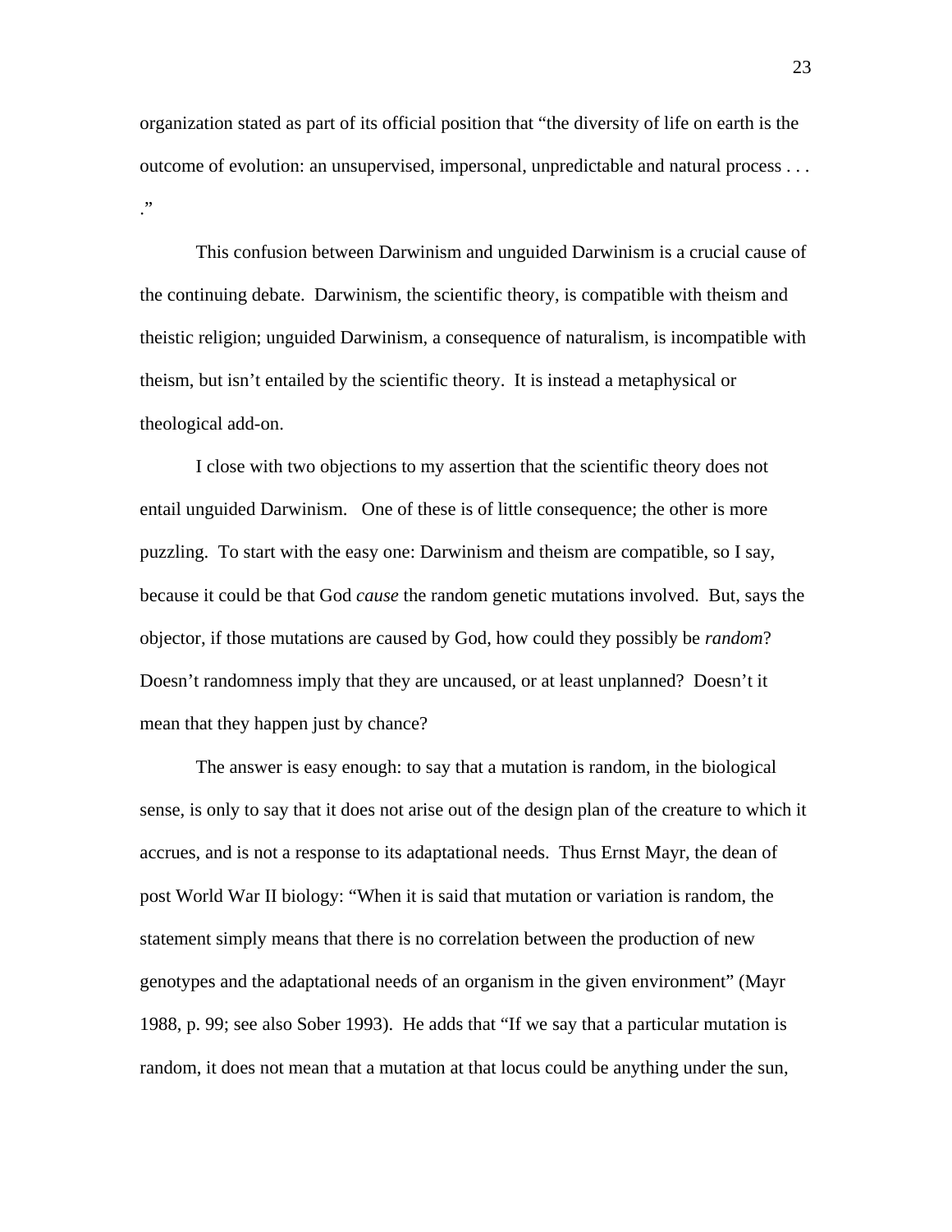organization stated as part of its official position that "the diversity of life on earth is the outcome of evolution: an unsupervised, impersonal, unpredictable and natural process . . . ."

This confusion between Darwinism and unguided Darwinism is a crucial cause of the continuing debate. Darwinism, the scientific theory, is compatible with theism and theistic religion; unguided Darwinism, a consequence of naturalism, is incompatible with theism, but isn't entailed by the scientific theory. It is instead a metaphysical or theological add-on.

I close with two objections to my assertion that the scientific theory does not entail unguided Darwinism. One of these is of little consequence; the other is more puzzling. To start with the easy one: Darwinism and theism are compatible, so I say, because it could be that God *cause* the random genetic mutations involved. But, says the objector, if those mutations are caused by God, how could they possibly be *random*? Doesn't randomness imply that they are uncaused, or at least unplanned? Doesn't it mean that they happen just by chance?

The answer is easy enough: to say that a mutation is random, in the biological sense, is only to say that it does not arise out of the design plan of the creature to which it accrues, and is not a response to its adaptational needs. Thus Ernst Mayr, the dean of post World War II biology: "When it is said that mutation or variation is random, the statement simply means that there is no correlation between the production of new genotypes and the adaptational needs of an organism in the given environment" (Mayr 1988, p. 99; see also Sober 1993). He adds that "If we say that a particular mutation is random, it does not mean that a mutation at that locus could be anything under the sun,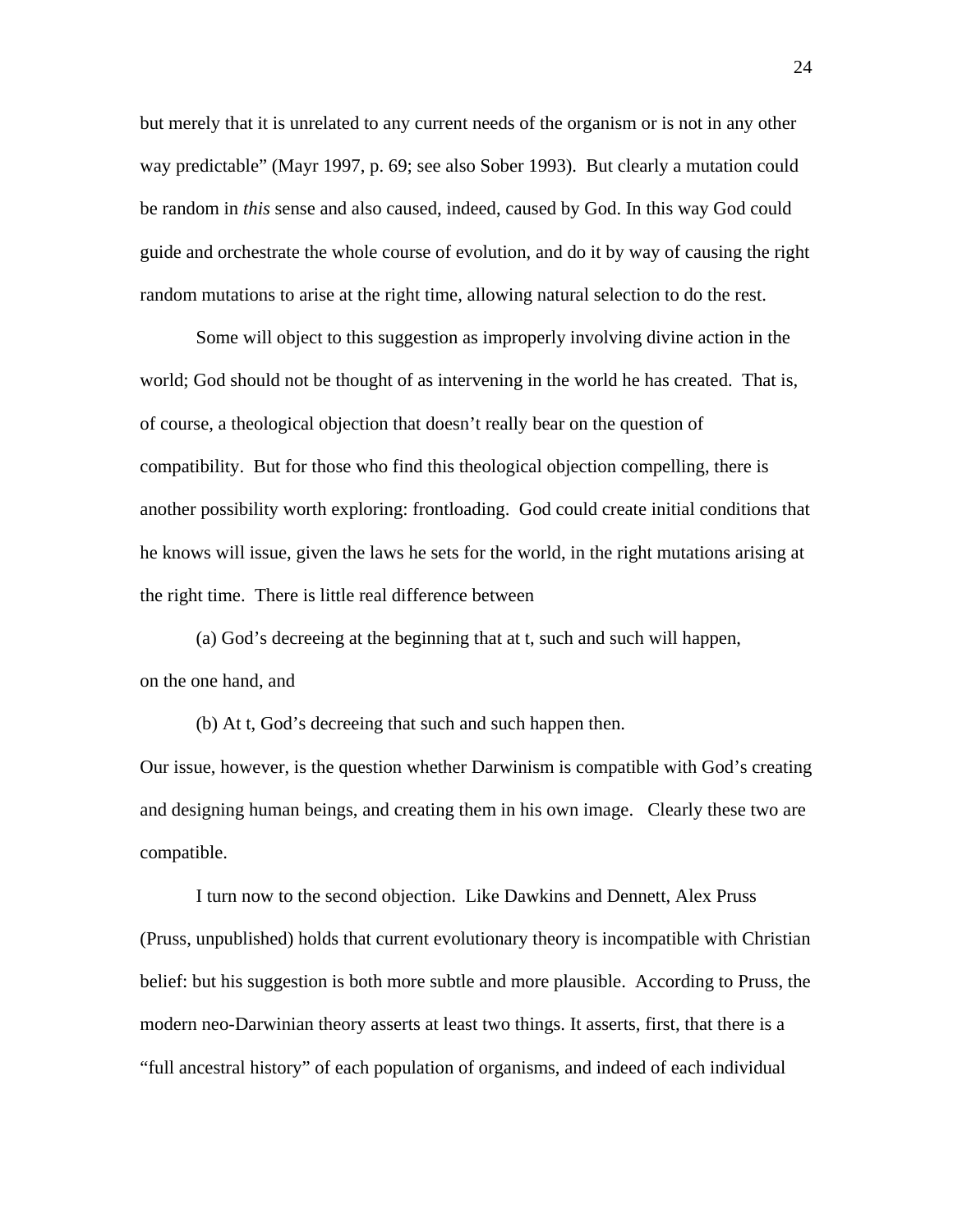but merely that it is unrelated to any current needs of the organism or is not in any other way predictable" (Mayr 1997, p. 69; see also Sober 1993). But clearly a mutation could be random in *this* sense and also caused, indeed, caused by God. In this way God could guide and orchestrate the whole course of evolution, and do it by way of causing the right random mutations to arise at the right time, allowing natural selection to do the rest.

Some will object to this suggestion as improperly involving divine action in the world; God should not be thought of as intervening in the world he has created. That is, of course, a theological objection that doesn't really bear on the question of compatibility. But for those who find this theological objection compelling, there is another possibility worth exploring: frontloading. God could create initial conditions that he knows will issue, given the laws he sets for the world, in the right mutations arising at the right time. There is little real difference between

(a) God's decreeing at the beginning that at t, such and such will happen,

on the one hand, and

(b) At t, God's decreeing that such and such happen then.

Our issue, however, is the question whether Darwinism is compatible with God's creating and designing human beings, and creating them in his own image. Clearly these two are compatible.

I turn now to the second objection. Like Dawkins and Dennett, Alex Pruss (Pruss, unpublished) holds that current evolutionary theory is incompatible with Christian belief: but his suggestion is both more subtle and more plausible. According to Pruss, the modern neo-Darwinian theory asserts at least two things. It asserts, first, that there is a "full ancestral history" of each population of organisms, and indeed of each individual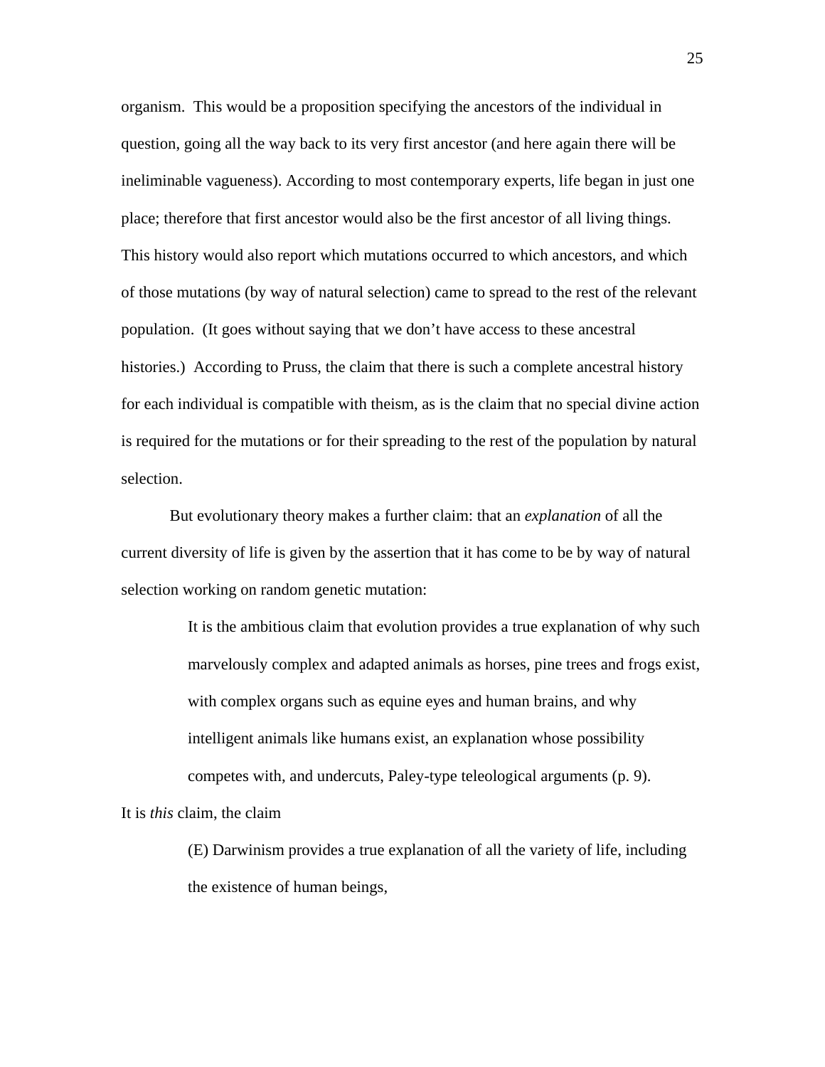organism. This would be a proposition specifying the ancestors of the individual in question, going all the way back to its very first ancestor (and here again there will be ineliminable vagueness). According to most contemporary experts, life began in just one place; therefore that first ancestor would also be the first ancestor of all living things. This history would also report which mutations occurred to which ancestors, and which of those mutations (by way of natural selection) came to spread to the rest of the relevant population. (It goes without saying that we don't have access to these ancestral histories.) According to Pruss, the claim that there is such a complete ancestral history for each individual is compatible with theism, as is the claim that no special divine action is required for the mutations or for their spreading to the rest of the population by natural selection.

But evolutionary theory makes a further claim: that an *explanation* of all the current diversity of life is given by the assertion that it has come to be by way of natural selection working on random genetic mutation:

> It is the ambitious claim that evolution provides a true explanation of why such marvelously complex and adapted animals as horses, pine trees and frogs exist, with complex organs such as equine eyes and human brains, and why intelligent animals like humans exist, an explanation whose possibility competes with, and undercuts, Paley-type teleological arguments (p. 9).

It is *this* claim, the claim

> (E) Darwinism provides a true explanation of all the variety of life, including the existence of human beings,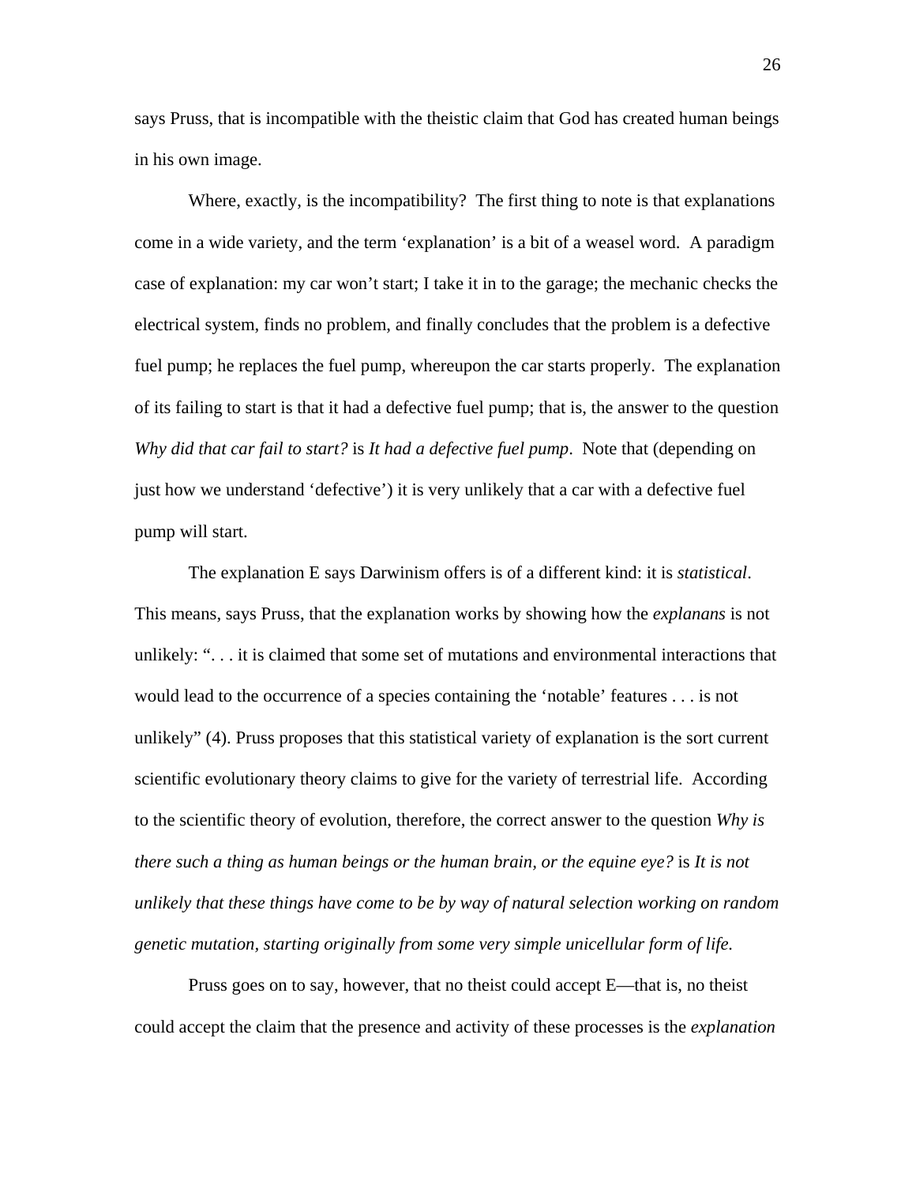says Pruss, that is incompatible with the theistic claim that God has created human beings in his own image.

Where, exactly, is the incompatibility? The first thing to note is that explanations come in a wide variety, and the term 'explanation' is a bit of a weasel word. A paradigm case of explanation: my car won't start; I take it in to the garage; the mechanic checks the electrical system, finds no problem, and finally concludes that the problem is a defective fuel pump; he replaces the fuel pump, whereupon the car starts properly. The explanation of its failing to start is that it had a defective fuel pump; that is, the answer to the question *Why did that car fail to start?* is *It had a defective fuel pump*. Note that (depending on just how we understand 'defective') it is very unlikely that a car with a defective fuel pump will start.

The explanation E says Darwinism offers is of a different kind: it is *statistical*. This means, says Pruss, that the explanation works by showing how the *explanans* is not unlikely: ". . . it is claimed that some set of mutations and environmental interactions that would lead to the occurrence of a species containing the 'notable' features . . . is not unlikely" (4). Pruss proposes that this statistical variety of explanation is the sort current scientific evolutionary theory claims to give for the variety of terrestrial life. According to the scientific theory of evolution, therefore, the correct answer to the question *Why is there such a thing as human beings or the human brain, or the equine eye?* is *It is not unlikely that these things have come to be by way of natural selection working on random genetic mutation, starting originally from some very simple unicellular form of life.*

Pruss goes on to say, however, that no theist could accept E—that is, no theist could accept the claim that the presence and activity of these processes is the *explanation*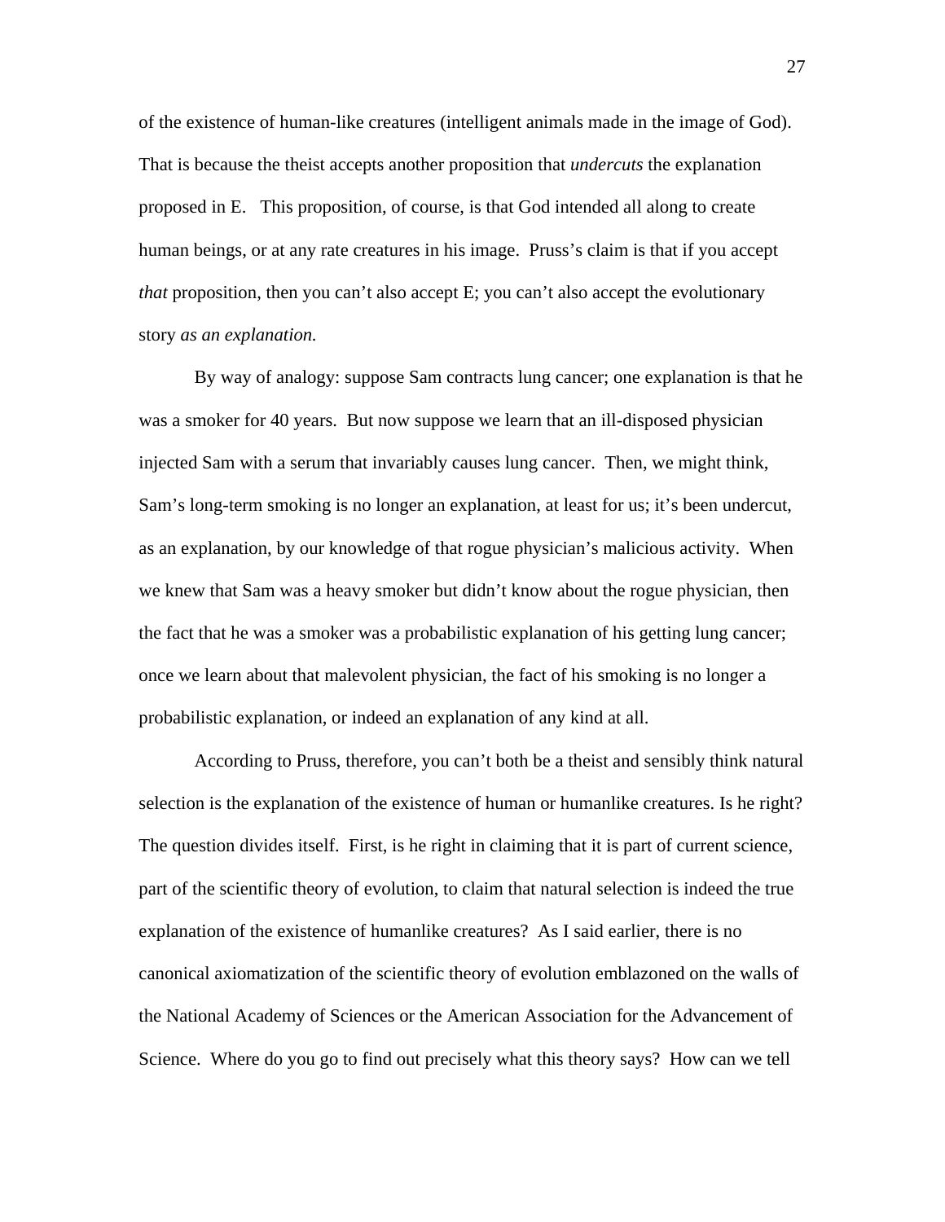of the existence of human-like creatures (intelligent animals made in the image of God). That is because the theist accepts another proposition that *undercuts* the explanation proposed in E. This proposition, of course, is that God intended all along to create human beings, or at any rate creatures in his image. Pruss's claim is that if you accept *that* proposition, then you can't also accept E; you can't also accept the evolutionary story *as an explanation.*

By way of analogy: suppose Sam contracts lung cancer; one explanation is that he was a smoker for 40 years. But now suppose we learn that an ill-disposed physician injected Sam with a serum that invariably causes lung cancer. Then, we might think, Sam's long-term smoking is no longer an explanation, at least for us; it's been undercut, as an explanation, by our knowledge of that rogue physician's malicious activity. When we knew that Sam was a heavy smoker but didn't know about the rogue physician, then the fact that he was a smoker was a probabilistic explanation of his getting lung cancer; once we learn about that malevolent physician, the fact of his smoking is no longer a probabilistic explanation, or indeed an explanation of any kind at all.

According to Pruss, therefore, you can't both be a theist and sensibly think natural selection is the explanation of the existence of human or humanlike creatures. Is he right? The question divides itself. First, is he right in claiming that it is part of current science, part of the scientific theory of evolution, to claim that natural selection is indeed the true explanation of the existence of humanlike creatures? As I said earlier, there is no canonical axiomatization of the scientific theory of evolution emblazoned on the walls of the National Academy of Sciences or the American Association for the Advancement of Science. Where do you go to find out precisely what this theory says? How can we tell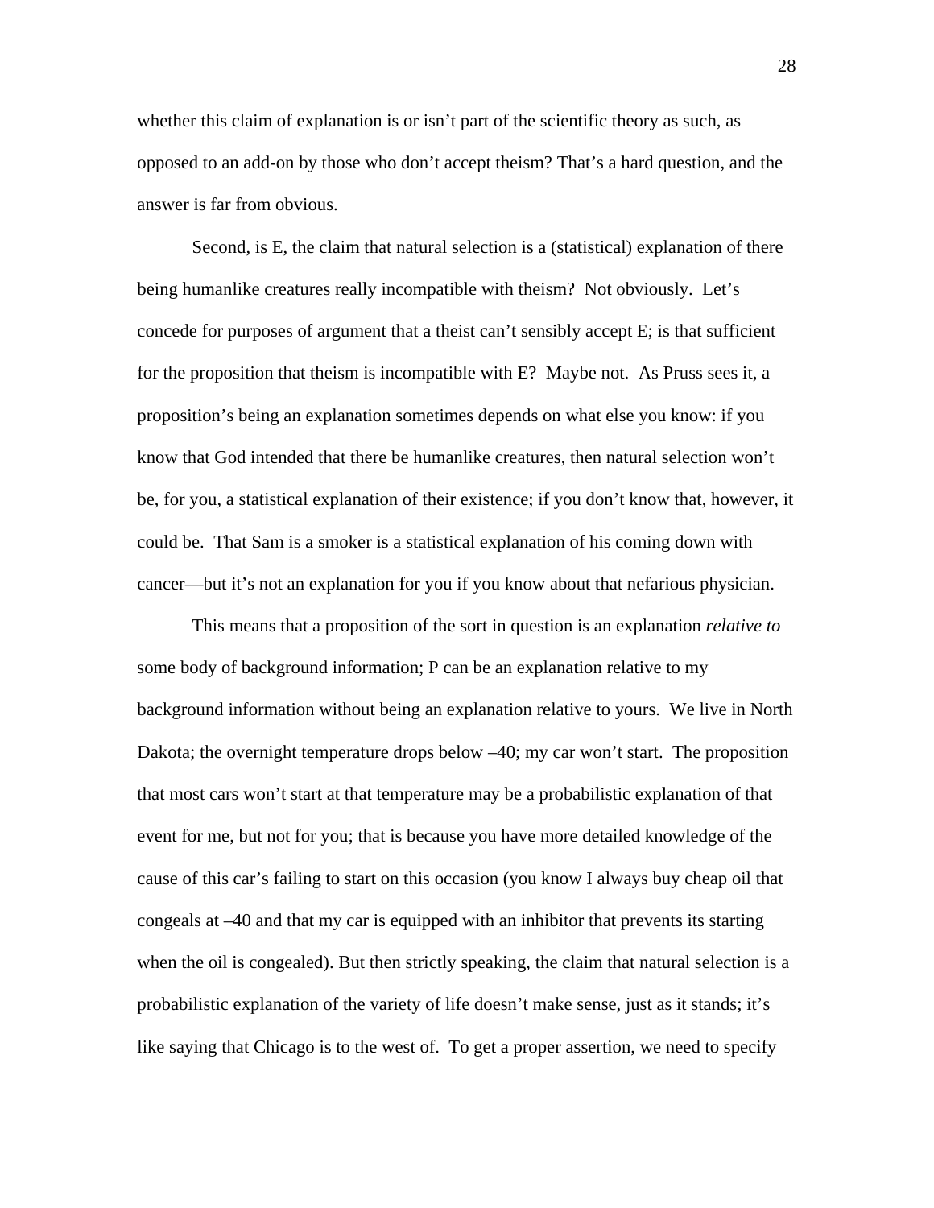whether this claim of explanation is or isn't part of the scientific theory as such, as opposed to an add-on by those who don't accept theism? That's a hard question, and the answer is far from obvious.

Second, is E, the claim that natural selection is a (statistical) explanation of there being humanlike creatures really incompatible with theism? Not obviously. Let's concede for purposes of argument that a theist can't sensibly accept E; is that sufficient for the proposition that theism is incompatible with E? Maybe not. As Pruss sees it, a proposition's being an explanation sometimes depends on what else you know: if you know that God intended that there be humanlike creatures, then natural selection won't be, for you, a statistical explanation of their existence; if you don't know that, however, it could be. That Sam is a smoker is a statistical explanation of his coming down with cancer—but it's not an explanation for you if you know about that nefarious physician.

This means that a proposition of the sort in question is an explanation *relative to* some body of background information; P can be an explanation relative to my background information without being an explanation relative to yours. We live in North Dakota; the overnight temperature drops below –40; my car won't start. The proposition that most cars won't start at that temperature may be a probabilistic explanation of that event for me, but not for you; that is because you have more detailed knowledge of the cause of this car's failing to start on this occasion (you know I always buy cheap oil that congeals at –40 and that my car is equipped with an inhibitor that prevents its starting when the oil is congealed). But then strictly speaking, the claim that natural selection is a probabilistic explanation of the variety of life doesn't make sense, just as it stands; it's like saying that Chicago is to the west of. To get a proper assertion, we need to specify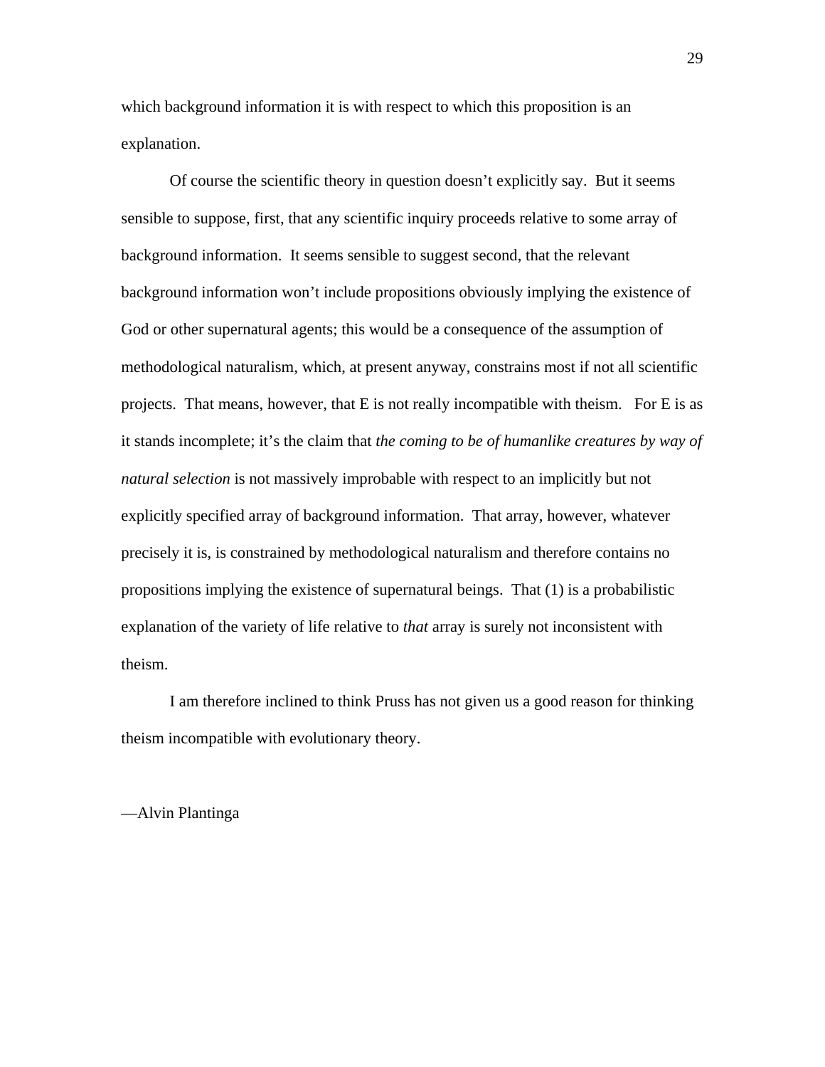which background information it is with respect to which this proposition is an explanation.

Of course the scientific theory in question doesn't explicitly say. But it seems sensible to suppose, first, that any scientific inquiry proceeds relative to some array of background information. It seems sensible to suggest second, that the relevant background information won't include propositions obviously implying the existence of God or other supernatural agents; this would be a consequence of the assumption of methodological naturalism, which, at present anyway, constrains most if not all scientific projects. That means, however, that E is not really incompatible with theism. For E is as it stands incomplete; it's the claim that *the coming to be of humanlike creatures by way of natural selection* is not massively improbable with respect to an implicitly but not explicitly specified array of background information. That array, however, whatever precisely it is, is constrained by methodological naturalism and therefore contains no propositions implying the existence of supernatural beings. That (1) is a probabilistic explanation of the variety of life relative to *that* array is surely not inconsistent with theism.

I am therefore inclined to think Pruss has not given us a good reason for thinking theism incompatible with evolutionary theory.

—Alvin Plantinga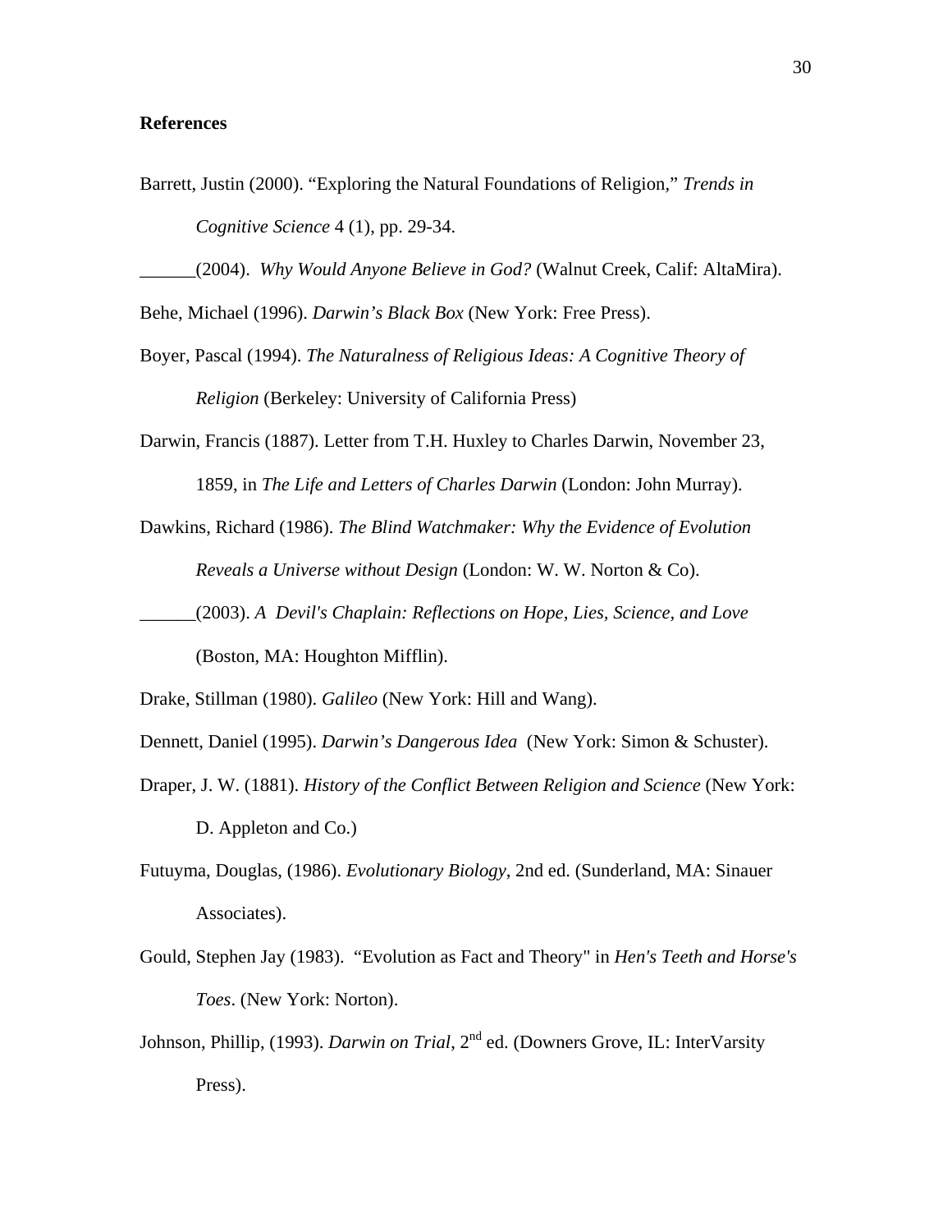**References**

Barrett, Justin (2000). "Exploring the Natural Foundations of Religion," *Trends in Cognitive Science* 4 (1), pp. 29-34.

______(2004). *Why Would Anyone Believe in God?* (Walnut Creek, Calif: AltaMira).

Behe, Michael (1996). *Darwin's Black Box* (New York: Free Press).

Boyer, Pascal (1994). *The Naturalness of Religious Ideas: A Cognitive Theory of Religion* (Berkeley: University of California Press)

Darwin, Francis (1887). Letter from T.H. Huxley to Charles Darwin, November 23, 1859, in *The Life and Letters of Charles Darwin* (London: John Murray).

Dawkins, Richard (1986). *The Blind Watchmaker: Why the Evidence of Evolution Reveals a Universe without Design* (London: W. W. Norton & Co).

______(2003). *A Devil's Chaplain: Reflections on Hope, Lies, Science, and Love* (Boston, MA: Houghton Mifflin).

Drake, Stillman (1980). *Galileo* (New York: Hill and Wang).

Dennett, Daniel (1995). *Darwin's Dangerous Idea* (New York: Simon & Schuster).

Draper, J. W. (1881). *History of the Conflict Between Religion and Science* (New York: D. Appleton and Co.)

Futuyma, Douglas, (1986). *Evolutionary Biology*, 2nd ed. (Sunderland, MA: Sinauer Associates).

Gould, Stephen Jay (1983). "Evolution as Fact and Theory" in *Hen's Teeth and Horse's Toes*. (New York: Norton).

Johnson, Phillip, (1993). *Darwin on Trial*, 2nd ed. (Downers Grove, IL: InterVarsity Press).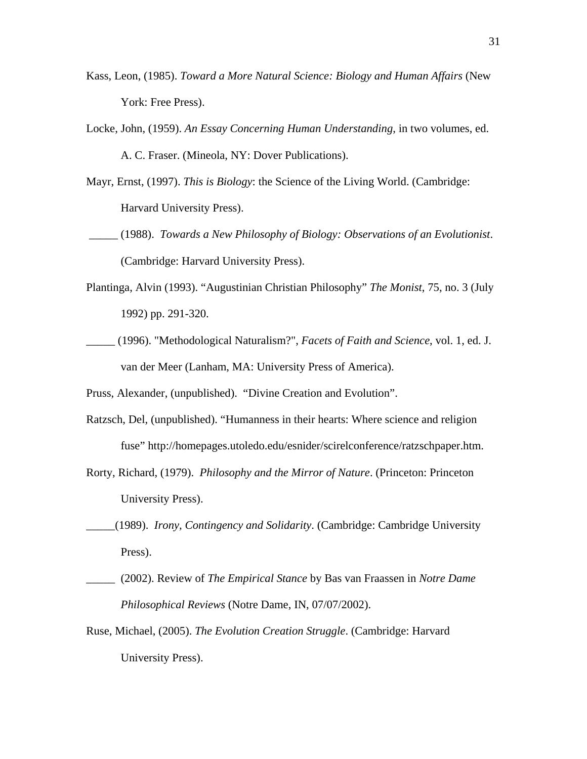Kass, Leon, (1985). *Toward a More Natural Science: Biology and Human Affairs* (New York: Free Press).

Locke, John, (1959). *An Essay Concerning Human Understanding*, in two volumes, ed. A. C. Fraser. (Mineola, NY: Dover Publications).

Mayr, Ernst, (1997). *This is Biology*: the Science of the Living World. (Cambridge: Harvard University Press).

_____ (1988). *Towards a New Philosophy of Biology: Observations of an Evolutionist*. (Cambridge: Harvard University Press).

Plantinga, Alvin (1993). "Augustinian Christian Philosophy" *The Monist*, 75, no. 3 (July 1992) pp. 291-320.

_____ (1996). "Methodological Naturalism?", *Facets of Faith and Science*, vol. 1, ed. J. van der Meer (Lanham, MA: University Press of America).

Pruss, Alexander, (unpublished). "Divine Creation and Evolution".

Ratzsch, Del, (unpublished). "Humanness in their hearts: Where science and religion fuse" http://homepages.utoledo.edu/esnider/scirelconference/ratzschpaper.htm.

Rorty, Richard, (1979). *Philosophy and the Mirror of Nature*. (Princeton: Princeton University Press).

_____(1989). *Irony, Contingency and Solidarity*. (Cambridge: Cambridge University Press).

_____ (2002). Review of *The Empirical Stance* by Bas van Fraassen in *Notre Dame Philosophical Reviews* (Notre Dame, IN, 07/07/2002).

Ruse, Michael, (2005). *The Evolution Creation Struggle*. (Cambridge: Harvard University Press).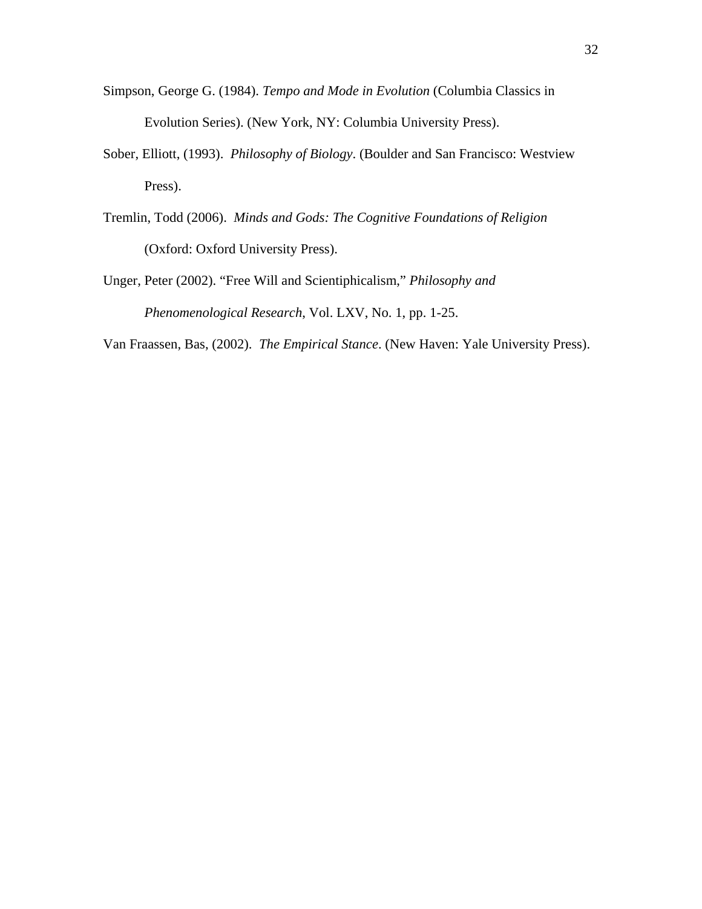Simpson, George G. (1984). *Tempo and Mode in Evolution* (Columbia Classics in Evolution Series). (New York, NY: Columbia University Press).

Sober, Elliott, (1993). *Philosophy of Biology*. (Boulder and San Francisco: Westview Press).

Tremlin, Todd (2006). *Minds and Gods: The Cognitive Foundations of Religion* (Oxford: Oxford University Press).

Unger, Peter (2002). "Free Will and Scientiphicalism," *Philosophy and Phenomenological Research*, Vol. LXV, No. 1, pp. 1-25.

Van Fraassen, Bas, (2002). *The Empirical Stance*. (New Haven: Yale University Press).